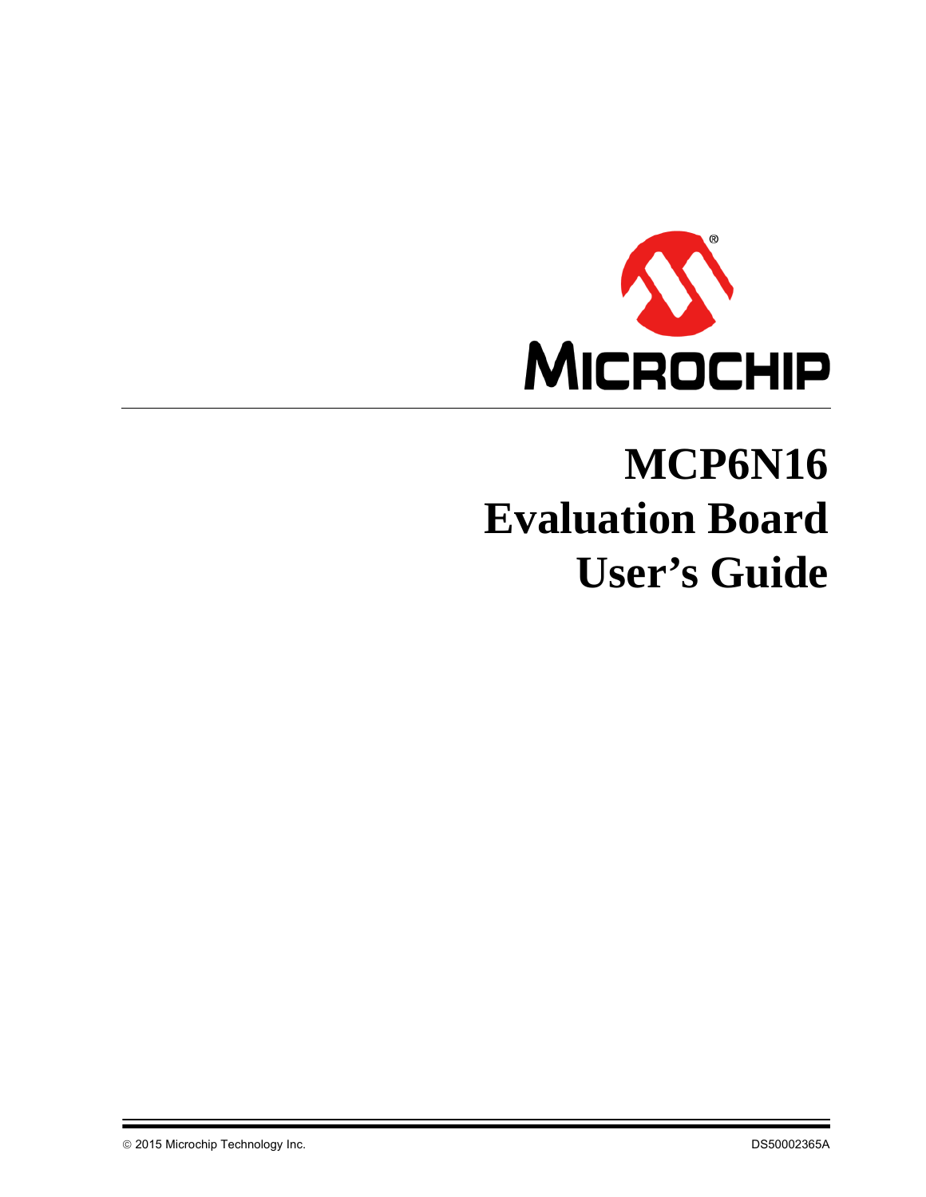# MCP6N16 Evaluation Board User's Guide

© 2015 Microchip Technology Inc. DS50002365A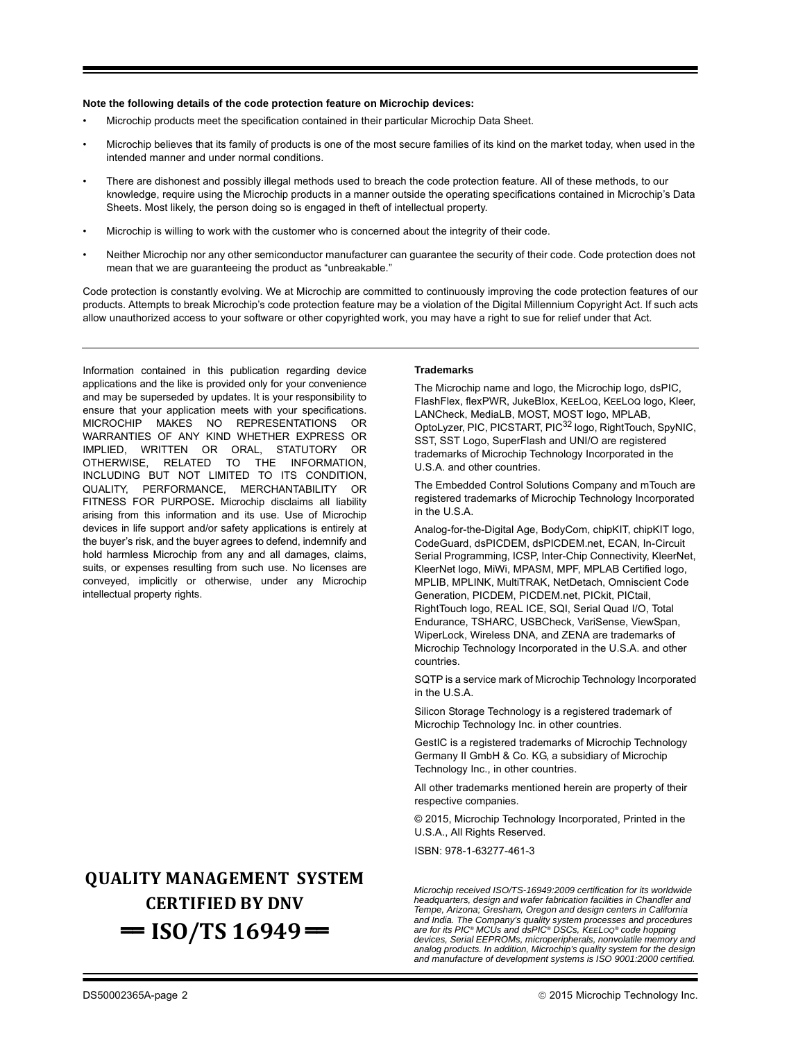**Note the following details of the code protection feature on Microchip devices:**

- Microchip products meet the specification contained in their particular Microchip Data Sheet.
- Microchip believes that its family of products is one of the most secure families of its kind on the market today, when used in the intended manner and under normal conditions.
- There are dishonest and possibly illegal methods used to breach the code protection feature. All of these methods, to our knowledge, require using the Microchip products in a manner outside the operating specifications contained in Microchip's Data Sheets. Most likely, the person doing so is engaged in theft of intellectual property.
- Microchip is willing to work with the customer who is concerned about the integrity of their code.
- Neither Microchip nor any other semiconductor manufacturer can guarantee the security of their code. Code protection does not mean that we are guaranteeing the product as "unbreakable."

Code protection is constantly evolving. We at Microchip are committed to continuously improving the code protection features of our products. Attempts to break Microchip's code protection feature may be a violation of the Digital Millennium Copyright Act. If such acts allow unauthorized access to your software or other copyrighted work, you may have a right to sue for relief under that Act.

---

Information contained in this publication regarding device applications and the like is provided only for your convenience and may be superseded by updates. It is your responsibility to ensure that your application meets with your specifications. MICROCHIP MAKES NO REPRESENTATIONS OR WARRANTIES OF ANY KIND WHETHER EXPRESS OR IMPLIED, WRITTEN OR ORAL, STATUTORY OR OTHERWISE, RELATED TO THE INFORMATION, INCLUDING BUT NOT LIMITED TO ITS CONDITION, QUALITY, PERFORMANCE, MERCHANTABILITY OR FITNESS FOR PURPOSE**.** Microchip disclaims all liability arising from this information and its use. Use of Microchip devices in life support and/or safety applications is entirely at the buyer's risk, and the buyer agrees to defend, indemnify and hold harmless Microchip from any and all damages, claims, suits, or expenses resulting from such use. No licenses are conveyed, implicitly or otherwise, under any Microchip intellectual property rights.

**Trademarks**

The Microchip name and logo, the Microchip logo, dsPIC, FlashFlex, flexPWR, JukeBlox, KEELOQ, KEELOQ logo, Kleer, LANCheck, MediaLB, MOST, MOST logo, MPLAB, OptoLyzer, PIC, PICSTART, PIC[32] logo, RightTouch, SpyNIC, SST, SST Logo, SuperFlash and UNI/O are registered trademarks of Microchip Technology Incorporated in the U.S.A. and other countries.

The Embedded Control Solutions Company and mTouch are registered trademarks of Microchip Technology Incorporated in the U.S.A.

Analog-for-the-Digital Age, BodyCom, chipKIT, chipKIT logo, CodeGuard, dsPICDEM, dsPICDEM.net, ECAN, In-Circuit Serial Programming, ICSP, Inter-Chip Connectivity, KleerNet, KleerNet logo, MiWi, MPASM, MPF, MPLAB Certified logo, MPLIB, MPLINK, MultiTRAK, NetDetach, Omniscient Code Generation, PICDEM, PICDEM.net, PICkit, PICtail, RightTouch logo, REAL ICE, SQI, Serial Quad I/O, Total Endurance, TSHARC, USBCheck, VariSense, ViewSpan, WiperLock, Wireless DNA, and ZENA are trademarks of Microchip Technology Incorporated in the U.S.A. and other countries.

SQTP is a service mark of Microchip Technology Incorporated in the U.S.A.

Silicon Storage Technology is a registered trademark of Microchip Technology Inc. in other countries.

GestIC is a registered trademarks of Microchip Technology Germany II GmbH & Co. KG, a subsidiary of Microchip Technology Inc., in other countries.

All other trademarks mentioned herein are property of their respective companies.

© 2015, Microchip Technology Incorporated, Printed in the U.S.A., All Rights Reserved.

ISBN: 978-1-63277-461-3

**QUALITY MANAGEMENT SYSTEM CERTIFIED BY DNV**

**== ISO/TS 16949 ==**

*Microchip received ISO/TS-16949:2009 certification for its worldwide headquarters, design and wafer fabrication facilities in Chandler and Tempe, Arizona; Gresham, Oregon and design centers in California and India. The Company's quality system processes and procedures are for its PIC® MCUs and dsPIC® DSCs, KEELOQ® code hopping devices, Serial EEPROMs, microperipherals, nonvolatile memory and analog products. In addition, Microchip's quality system for the design and manufacture of development systems is ISO 9001:2000 certified.*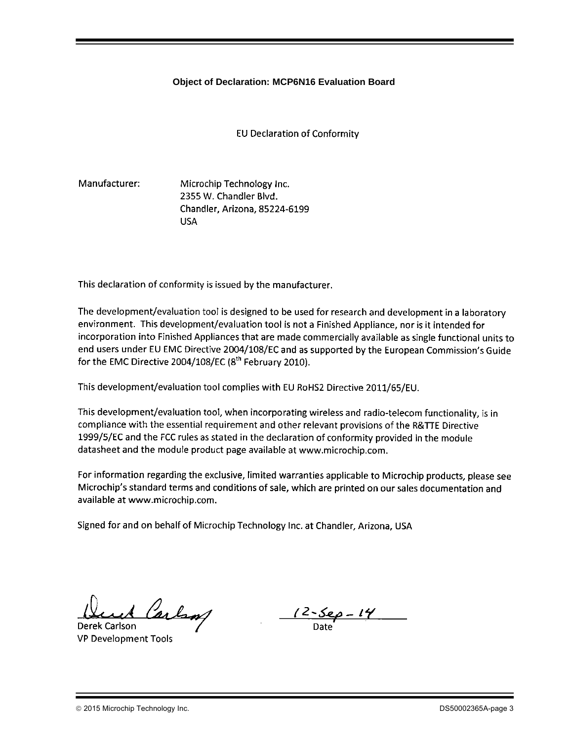**Object of Declaration: MCP6N16 Evaluation Board**

EU Declaration of Conformity

Manufacturer: Microchip Technology Inc.
2355 W. Chandler Blvd.
Chandler, Arizona, 85224-6199
USA

This declaration of conformity is issued by the manufacturer.

The development/evaluation tool is designed to be used for research and development in a laboratory environment. This development/evaluation tool is not a Finished Appliance, nor is it intended for incorporation into Finished Appliances that are made commercially available as single functional units to end users under EU EMC Directive 2004/108/EC and as supported by the European Commission's Guide for the EMC Directive 2004/108/EC (8th February 2010).

This development/evaluation tool complies with EU RoHS2 Directive 2011/65/EU.

This development/evaluation tool, when incorporating wireless and radio-telecom functionality, is in compliance with the essential requirement and other relevant provisions of the R&TTE Directive 1999/5/EC and the FCC rules as stated in the declaration of conformity provided in the module datasheet and the module product page available at www.microchip.com.

For information regarding the exclusive, limited warranties applicable to Microchip products, please see Microchip's standard terms and conditions of sale, which are printed on our sales documentation and available at www.microchip.com.

Signed for and on behalf of Microchip Technology Inc. at Chandler, Arizona, USA

Derek Carlson
VP Development Tools

12-Sep-14
Date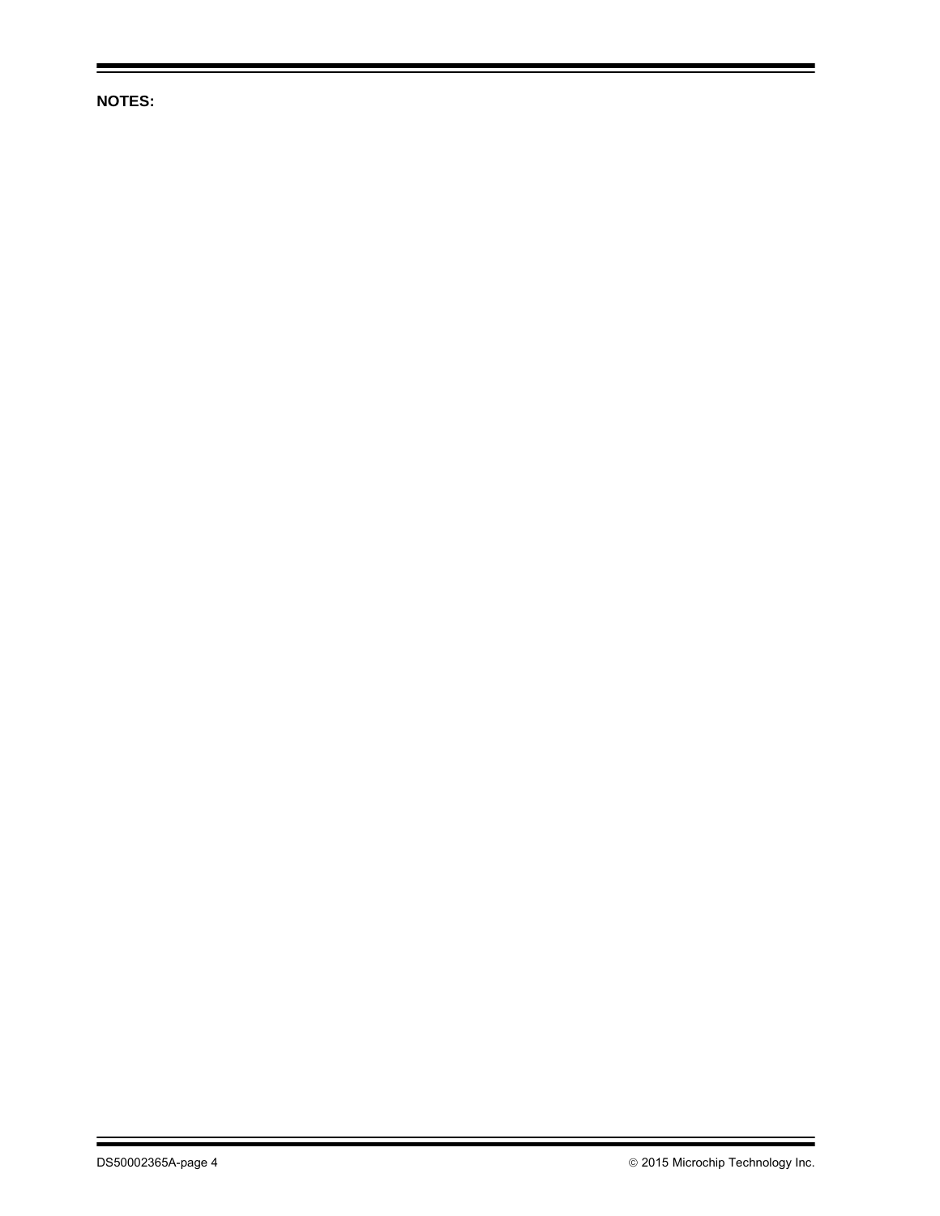**NOTES:**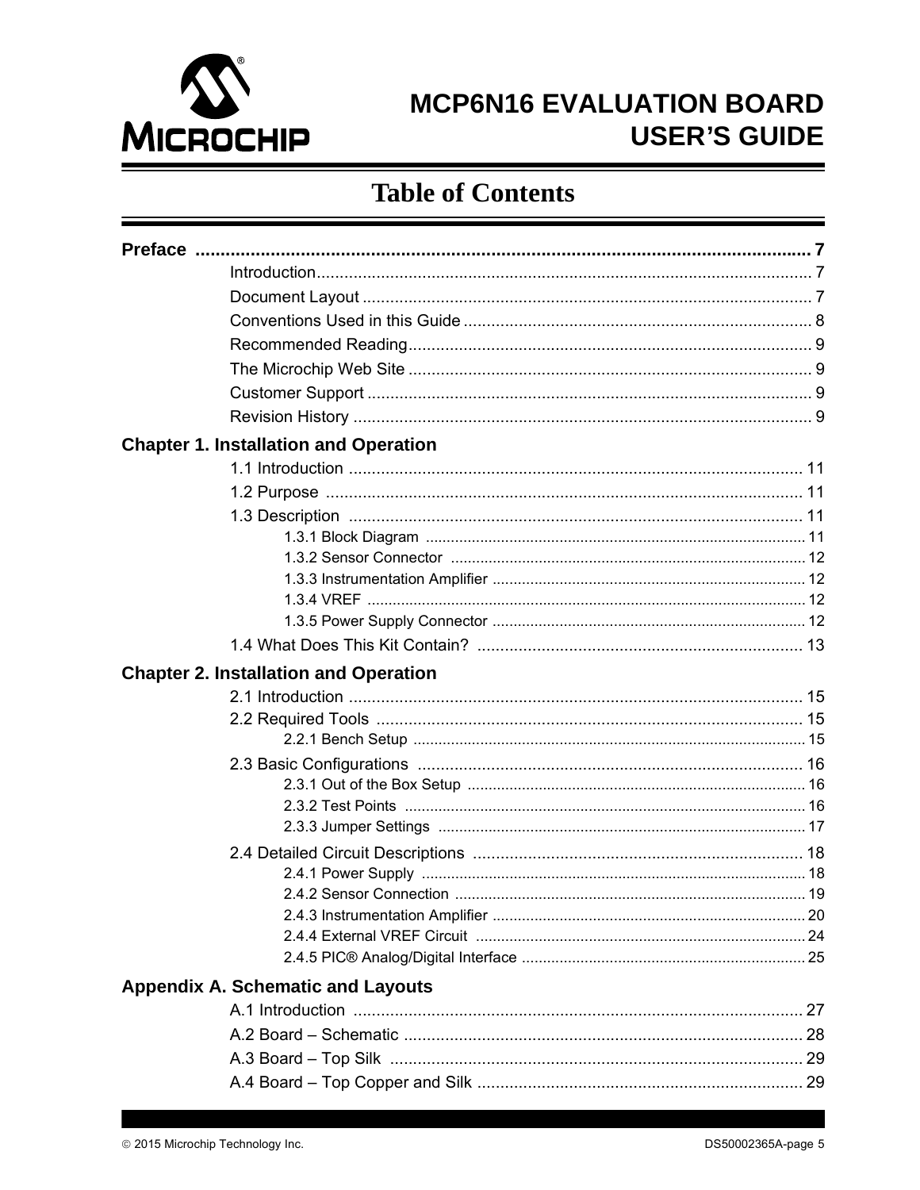# MCP6N16 EVALUATION BOARD USER'S GUIDE

## Table of Contents

**Preface** .......................................................... 7

- Introduction .......................................................... 7
- Document Layout .......................................................... 7
- Conventions Used in this Guide .......................................................... 8
- Recommended Reading .......................................................... 9
- The Microchip Web Site .......................................................... 9
- Customer Support .......................................................... 9
- Revision History .......................................................... 9

**Chapter 1. Installation and Operation**

- 1.1 Introduction .......................................................... 11
- 1.2 Purpose .......................................................... 11
- 1.3 Description .......................................................... 11
  - 1.3.1 Block Diagram .......................................................... 11
  - 1.3.2 Sensor Connector .......................................................... 12
  - 1.3.3 Instrumentation Amplifier .......................................................... 12
  - 1.3.4 VREF .......................................................... 12
  - 1.3.5 Power Supply Connector .......................................................... 12
- 1.4 What Does This Kit Contain? .......................................................... 13

**Chapter 2. Installation and Operation**

- 2.1 Introduction .......................................................... 15
- 2.2 Required Tools .......................................................... 15
  - 2.2.1 Bench Setup .......................................................... 15
- 2.3 Basic Configurations .......................................................... 16
  - 2.3.1 Out of the Box Setup .......................................................... 16
  - 2.3.2 Test Points .......................................................... 16
  - 2.3.3 Jumper Settings .......................................................... 17
- 2.4 Detailed Circuit Descriptions .......................................................... 18
  - 2.4.1 Power Supply .......................................................... 18
  - 2.4.2 Sensor Connection .......................................................... 19
  - 2.4.3 Instrumentation Amplifier .......................................................... 20
  - 2.4.4 External VREF Circuit .......................................................... 24
  - 2.4.5 PIC® Analog/Digital Interface .......................................................... 25

**Appendix A. Schematic and Layouts**

- A.1 Introduction .......................................................... 27
- A.2 Board – Schematic .......................................................... 28
- A.3 Board – Top Silk .......................................................... 29
- A.4 Board – Top Copper and Silk .......................................................... 29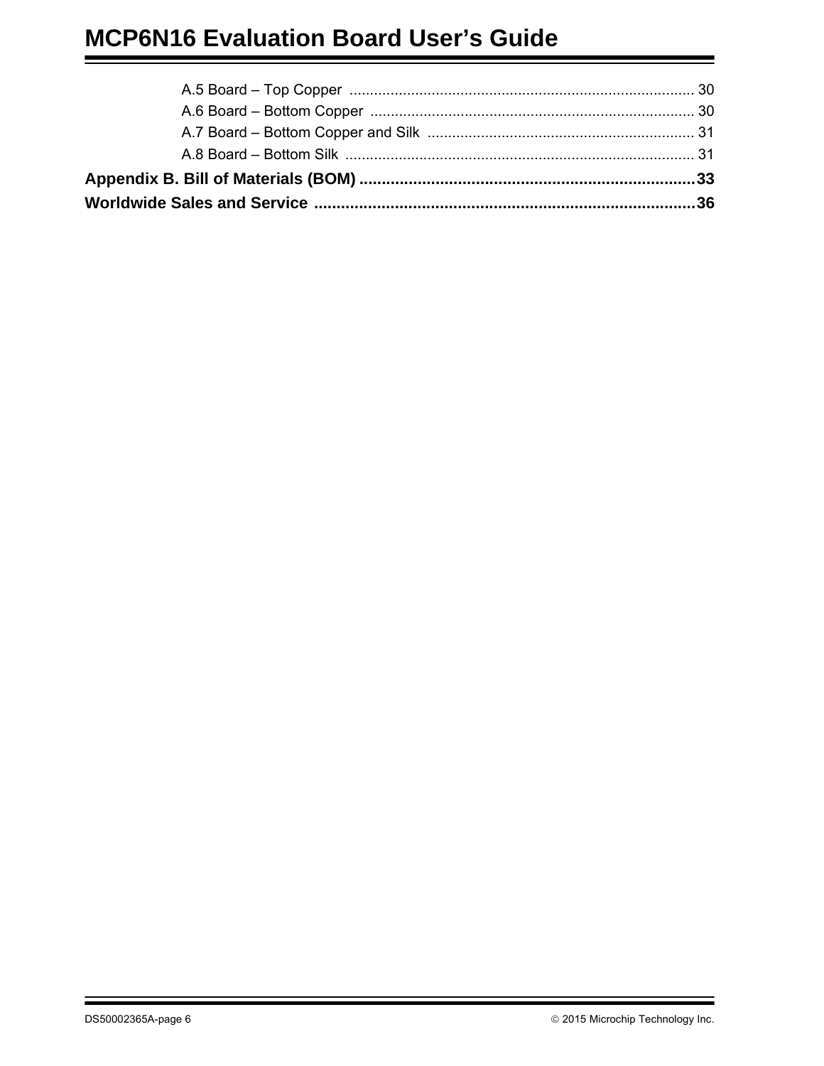A.5 Board – Top Copper .................................................................................... 30

A.6 Board – Bottom Copper ............................................................................... 30

A.7 Board – Bottom Copper and Silk ................................................................. 31

A.8 Board – Bottom Silk ..................................................................................... 31

**Appendix B. Bill of Materials (BOM) ..........................................................................33**

**Worldwide Sales and Service ....................................................................................36**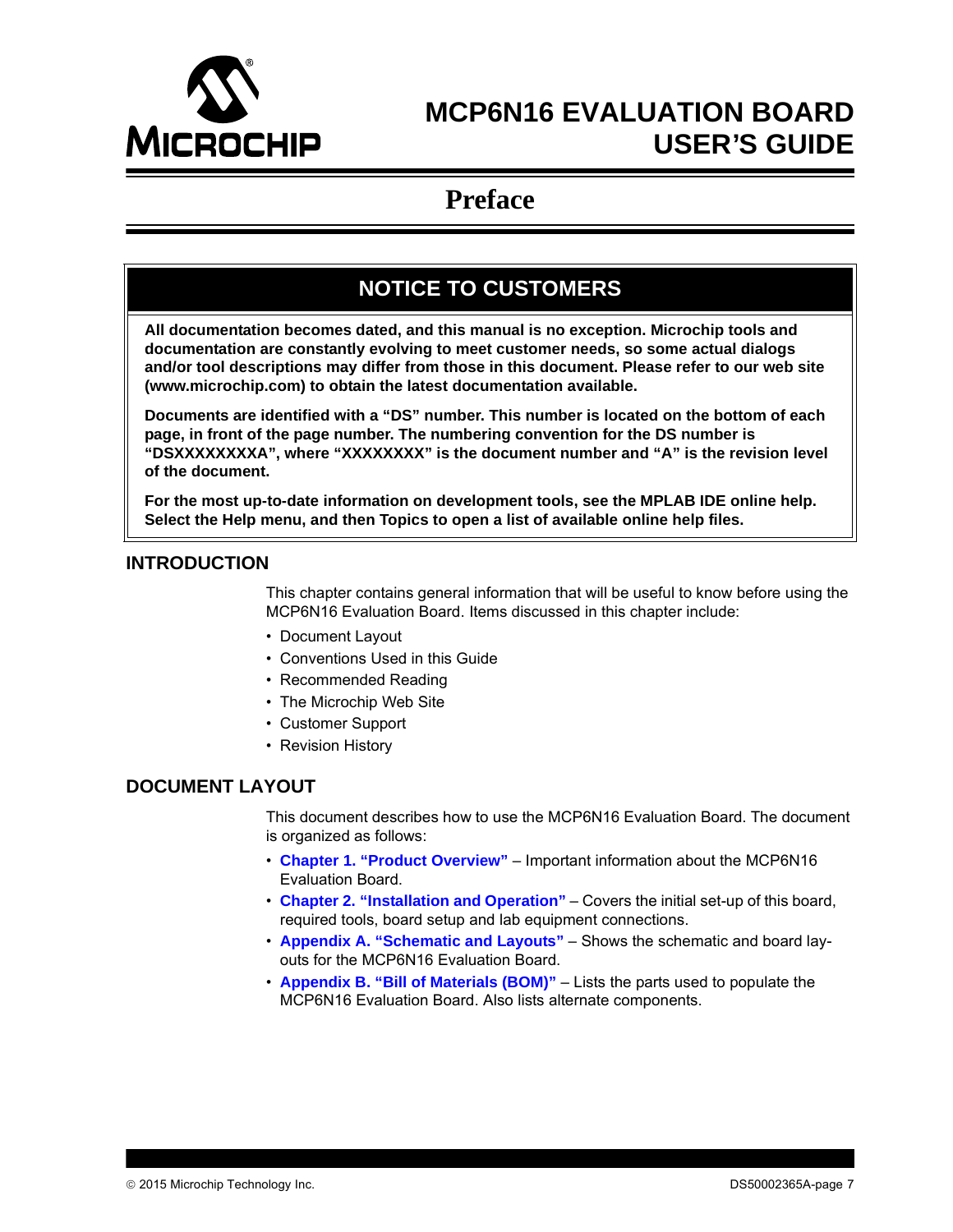# MCP6N16 EVALUATION BOARD USER'S GUIDE

## Preface

**NOTICE TO CUSTOMERS**

**All documentation becomes dated, and this manual is no exception. Microchip tools and documentation are constantly evolving to meet customer needs, so some actual dialogs and/or tool descriptions may differ from those in this document. Please refer to our web site (www.microchip.com) to obtain the latest documentation available.**

**Documents are identified with a "DS" number. This number is located on the bottom of each page, in front of the page number. The numbering convention for the DS number is "DSXXXXXXXXA", where "XXXXXXXX" is the document number and "A" is the revision level of the document.**

**For the most up-to-date information on development tools, see the MPLAB IDE online help. Select the Help menu, and then Topics to open a list of available online help files.**

### INTRODUCTION

This chapter contains general information that will be useful to know before using the MCP6N16 Evaluation Board. Items discussed in this chapter include:

- Document Layout
- Conventions Used in this Guide
- Recommended Reading
- The Microchip Web Site
- Customer Support
- Revision History

### DOCUMENT LAYOUT

This document describes how to use the MCP6N16 Evaluation Board. The document is organized as follows:

- **Chapter 1. "Product Overview"** – Important information about the MCP6N16 Evaluation Board.
- **Chapter 2. "Installation and Operation"** – Covers the initial set-up of this board, required tools, board setup and lab equipment connections.
- **Appendix A. "Schematic and Layouts"** – Shows the schematic and board layouts for the MCP6N16 Evaluation Board.
- **Appendix B. "Bill of Materials (BOM)"** – Lists the parts used to populate the MCP6N16 Evaluation Board. Also lists alternate components.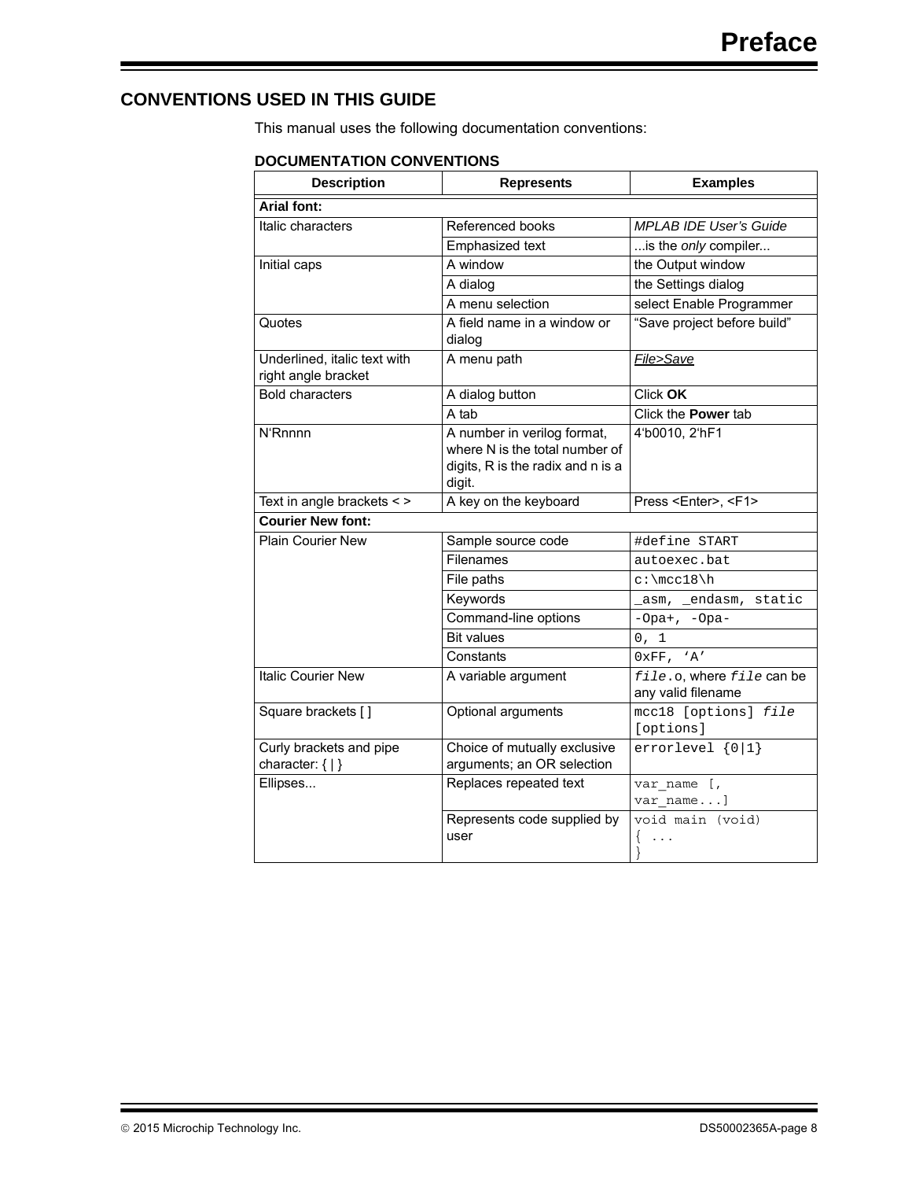## CONVENTIONS USED IN THIS GUIDE

This manual uses the following documentation conventions:

**DOCUMENTATION CONVENTIONS**

| Description | Represents | Examples |
|---|---|---|
| **Arial font:** | | |
| Italic characters | Referenced books | *MPLAB IDE User's Guide* |
| | Emphasized text | ...is the *only* compiler... |
| Initial caps | A window | the Output window |
| | A dialog | the Settings dialog |
| | A menu selection | select Enable Programmer |
| Quotes | A field name in a window or dialog | "Save project before build" |
| Underlined, italic text with right angle bracket | A menu path | <u>*File>Save*</u> |
| Bold characters | A dialog button | Click **OK** |
| | A tab | Click the **Power** tab |
| N'Rnnnn | A number in verilog format, where N is the total number of digits, R is the radix and n is a digit. | 4'b0010, 2'hF1 |
| Text in angle brackets < > | A key on the keyboard | Press <Enter>, <F1> |
| **Courier New font:** | | |
| Plain Courier New | Sample source code | `#define START` |
| | Filenames | `autoexec.bat` |
| | File paths | `c:\mcc18\h` |
| | Keywords | `_asm, _endasm, static` |
| | Command-line options | `-Opa+, -Opa-` |
| | Bit values | `0, 1` |
| | Constants | `0xFF, 'A'` |
| Italic Courier New | A variable argument | *`file`*`.o`, where *`file`* can be any valid filename |
| Square brackets [ ] | Optional arguments | `mcc18 [options]` *`file`* `[options]` |
| Curly brackets and pipe character: { \| } | Choice of mutually exclusive arguments; an OR selection | `errorlevel {0|1}` |
| Ellipses... | Replaces repeated text | `var_name [, var_name...]` |
| | Represents code supplied by user | `void main (void) { ... }` |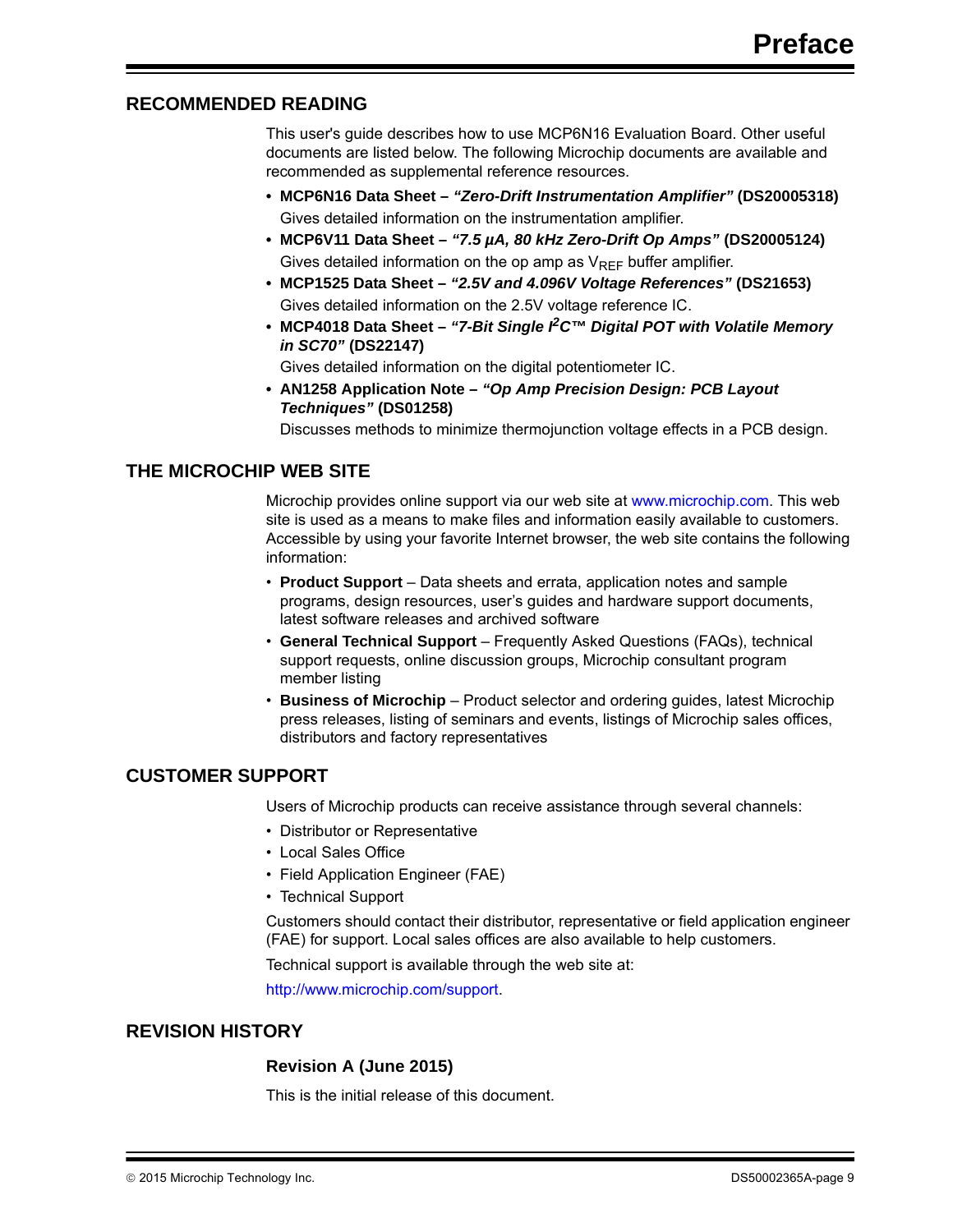## RECOMMENDED READING

This user's guide describes how to use MCP6N16 Evaluation Board. Other useful documents are listed below. The following Microchip documents are available and recommended as supplemental reference resources.

- **MCP6N16 Data Sheet – *"Zero-Drift Instrumentation Amplifier"* (DS20005318)**
  Gives detailed information on the instrumentation amplifier.
- **MCP6V11 Data Sheet – *"7.5 µA, 80 kHz Zero-Drift Op Amps"* (DS20005124)**
  Gives detailed information on the op amp as $V_{REF}$ buffer amplifier.
- **MCP1525 Data Sheet – *"2.5V and 4.096V Voltage References"* (DS21653)**
  Gives detailed information on the 2.5V voltage reference IC.
- **MCP4018 Data Sheet – *"7-Bit Single I²C™ Digital POT with Volatile Memory in SC70"* (DS22147)**
  Gives detailed information on the digital potentiometer IC.
- **AN1258 Application Note – *"Op Amp Precision Design: PCB Layout Techniques"* (DS01258)**
  Discusses methods to minimize thermojunction voltage effects in a PCB design.

## THE MICROCHIP WEB SITE

Microchip provides online support via our web site at www.microchip.com. This web site is used as a means to make files and information easily available to customers. Accessible by using your favorite Internet browser, the web site contains the following information:

- **Product Support** – Data sheets and errata, application notes and sample programs, design resources, user's guides and hardware support documents, latest software releases and archived software
- **General Technical Support** – Frequently Asked Questions (FAQs), technical support requests, online discussion groups, Microchip consultant program member listing
- **Business of Microchip** – Product selector and ordering guides, latest Microchip press releases, listing of seminars and events, listings of Microchip sales offices, distributors and factory representatives

## CUSTOMER SUPPORT

Users of Microchip products can receive assistance through several channels:

- Distributor or Representative
- Local Sales Office
- Field Application Engineer (FAE)
- Technical Support

Customers should contact their distributor, representative or field application engineer (FAE) for support. Local sales offices are also available to help customers.

Technical support is available through the web site at:

http://www.microchip.com/support.

## REVISION HISTORY

### Revision A (June 2015)

This is the initial release of this document.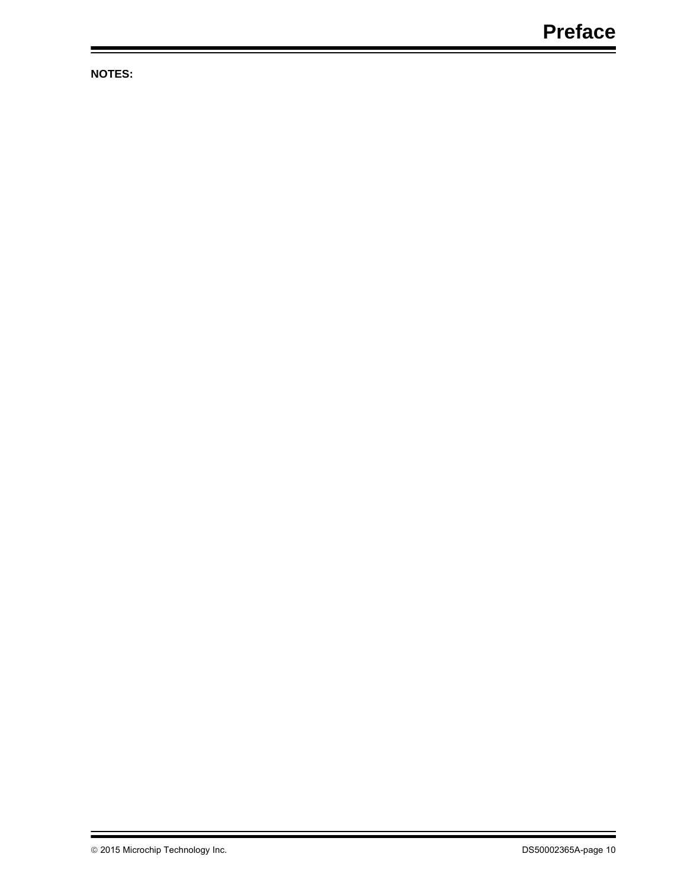**NOTES:**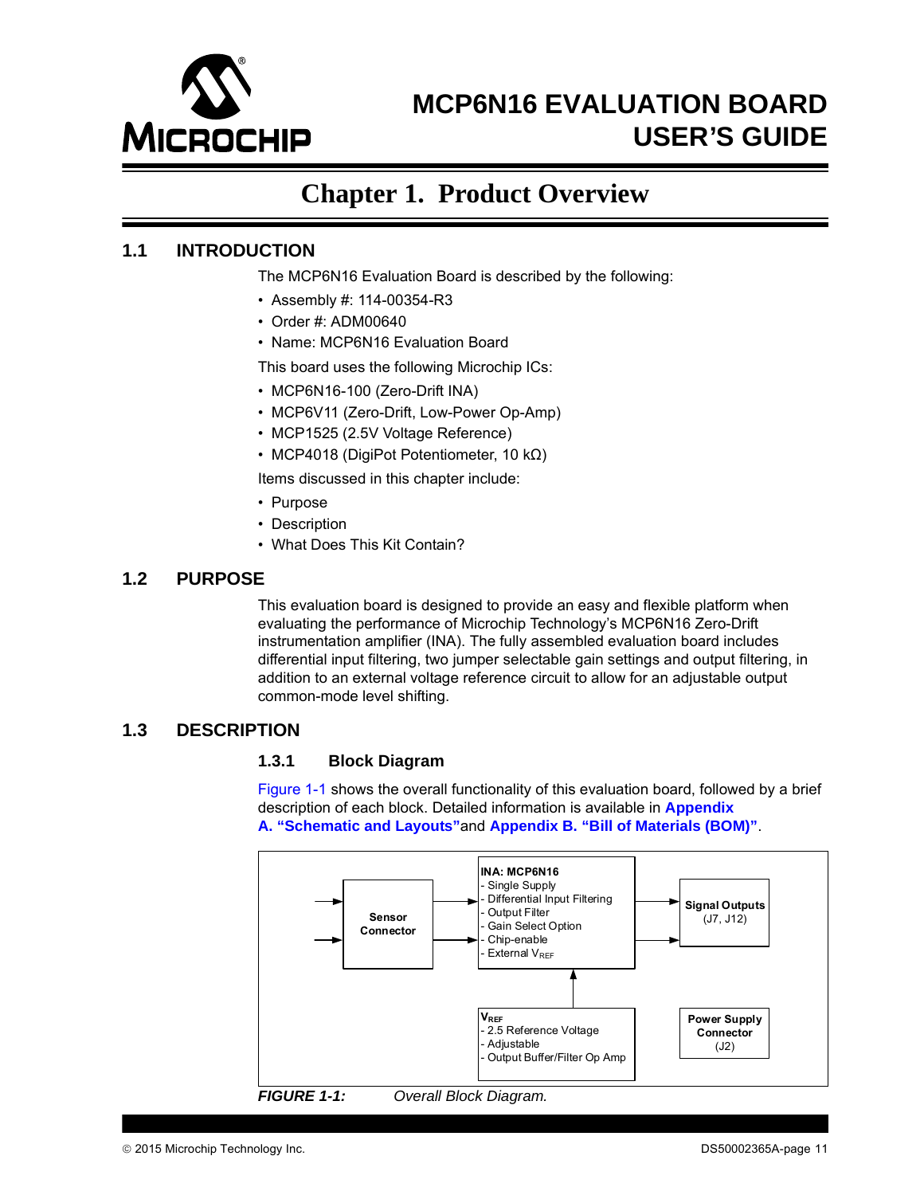# MCP6N16 EVALUATION BOARD USER'S GUIDE

# Chapter 1. Product Overview

## 1.1 INTRODUCTION

The MCP6N16 Evaluation Board is described by the following:

- Assembly #: 114-00354-R3
- Order #: ADM00640
- Name: MCP6N16 Evaluation Board

This board uses the following Microchip ICs:

- MCP6N16-100 (Zero-Drift INA)
- MCP6V11 (Zero-Drift, Low-Power Op-Amp)
- MCP1525 (2.5V Voltage Reference)
- MCP4018 (DigiPot Potentiometer, 10 kΩ)

Items discussed in this chapter include:

- Purpose
- Description
- What Does This Kit Contain?

## 1.2 PURPOSE

This evaluation board is designed to provide an easy and flexible platform when evaluating the performance of Microchip Technology's MCP6N16 Zero-Drift instrumentation amplifier (INA). The fully assembled evaluation board includes differential input filtering, two jumper selectable gain settings and output filtering, in addition to an external voltage reference circuit to allow for an adjustable output common-mode level shifting.

## 1.3 DESCRIPTION

### 1.3.1 Block Diagram

Figure 1-1 shows the overall functionality of this evaluation board, followed by a brief description of each block. Detailed information is available in **Appendix A. "Schematic and Layouts"** and **Appendix B. "Bill of Materials (BOM)"**.

**Sensor Connector**

**INA: MCP6N16**
- Single Supply
- Differential Input Filtering
- Output Filter
- Gain Select Option
- Chip-enable
- External $V_{REF}$

**Signal Outputs** (J7, J12)

**$V_{REF}$**
- 2.5 Reference Voltage
- Adjustable
- Output Buffer/Filter Op Amp

**Power Supply Connector** (J2)

***FIGURE 1-1:*** *Overall Block Diagram.*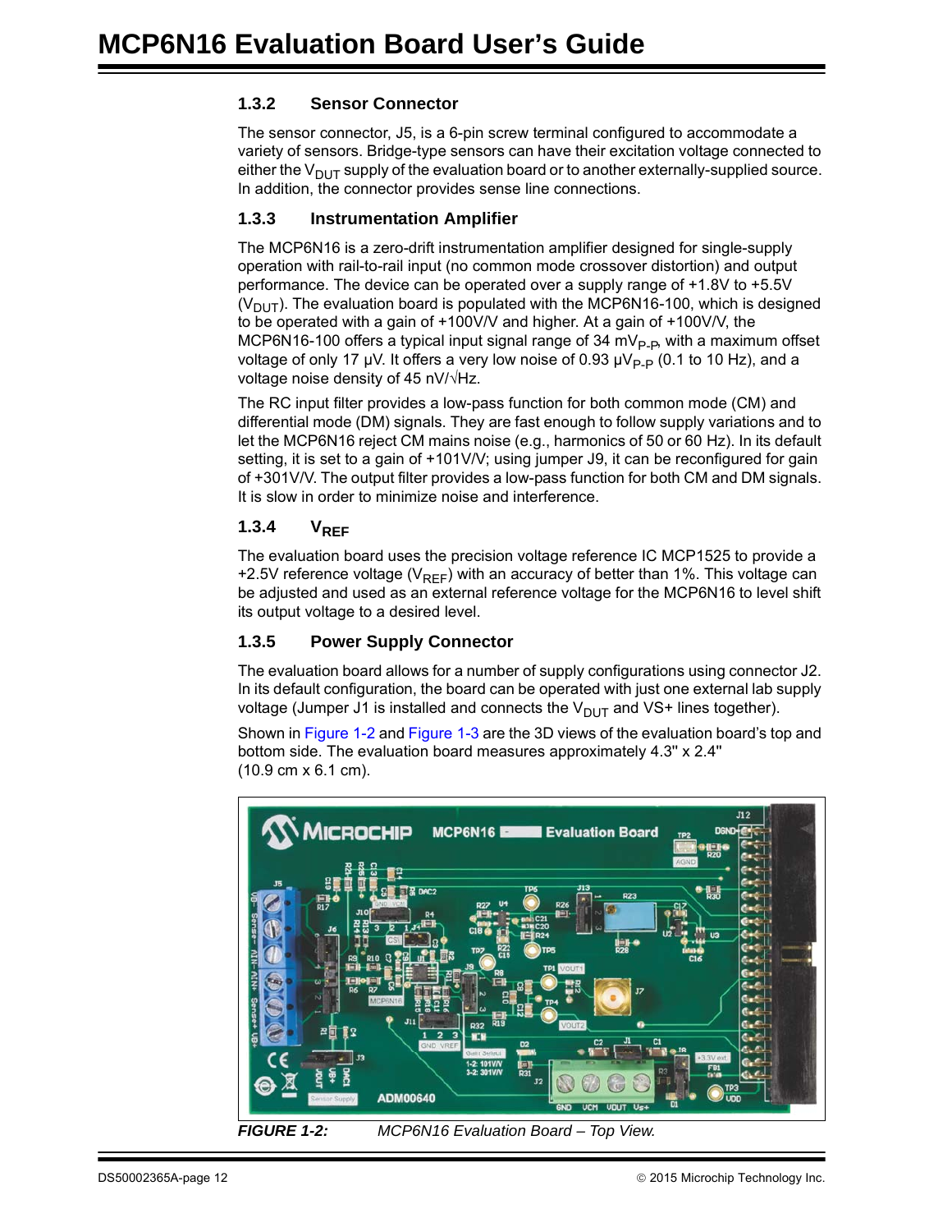### 1.3.2 Sensor Connector

The sensor connector, J5, is a 6-pin screw terminal configured to accommodate a variety of sensors. Bridge-type sensors can have their excitation voltage connected to either the $V_{DUT}$ supply of the evaluation board or to another externally-supplied source. In addition, the connector provides sense line connections.

### 1.3.3 Instrumentation Amplifier

The MCP6N16 is a zero-drift instrumentation amplifier designed for single-supply operation with rail-to-rail input (no common mode crossover distortion) and output performance. The device can be operated over a supply range of +1.8V to +5.5V ($V_{DUT}$). The evaluation board is populated with the MCP6N16-100, which is designed to be operated with a gain of +100V/V and higher. At a gain of +100V/V, the MCP6N16-100 offers a typical input signal range of 34 $mV_{P-P}$, with a maximum offset voltage of only 17 µV. It offers a very low noise of 0.93 $µV_{P-P}$ (0.1 to 10 Hz), and a voltage noise density of 45 nV/√Hz.

The RC input filter provides a low-pass function for both common mode (CM) and differential mode (DM) signals. They are fast enough to follow supply variations and to let the MCP6N16 reject CM mains noise (e.g., harmonics of 50 or 60 Hz). In its default setting, it is set to a gain of +101V/V; using jumper J9, it can be reconfigured for gain of +301V/V. The output filter provides a low-pass function for both CM and DM signals. It is slow in order to minimize noise and interference.

### 1.3.4 $V_{REF}$

The evaluation board uses the precision voltage reference IC MCP1525 to provide a +2.5V reference voltage ($V_{REF}$) with an accuracy of better than 1%. This voltage can be adjusted and used as an external reference voltage for the MCP6N16 to level shift its output voltage to a desired level.

### 1.3.5 Power Supply Connector

The evaluation board allows for a number of supply configurations using connector J2. In its default configuration, the board can be operated with just one external lab supply voltage (Jumper J1 is installed and connects the $V_{DUT}$ and VS+ lines together).

Shown in Figure 1-2 and Figure 1-3 are the 3D views of the evaluation board's top and bottom side. The evaluation board measures approximately 4.3" x 2.4" (10.9 cm x 6.1 cm).

**FIGURE 1-2:** *MCP6N16 Evaluation Board – Top View.*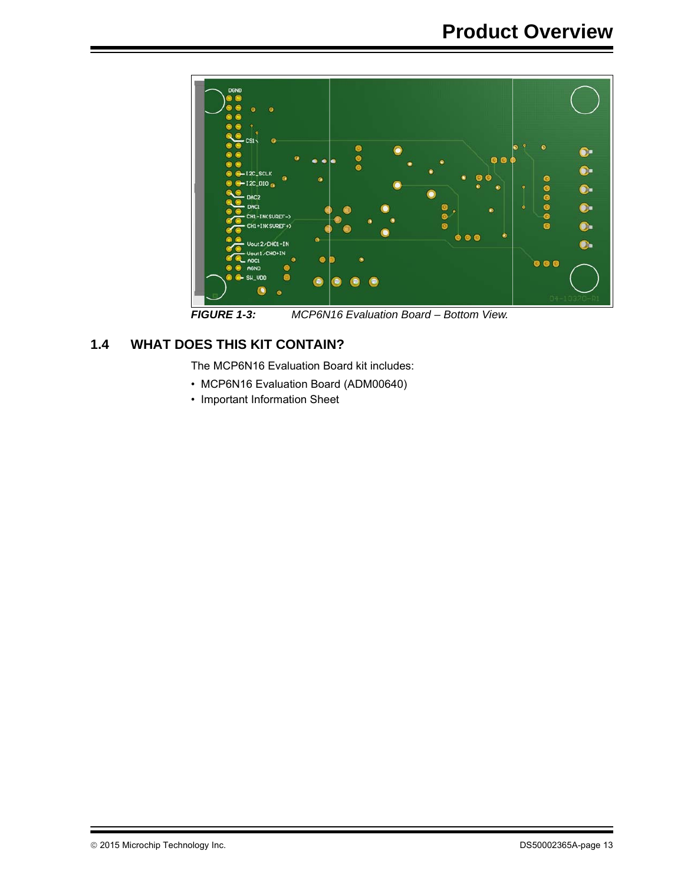**FIGURE 1-3:** *MCP6N16 Evaluation Board – Bottom View.*

## 1.4 WHAT DOES THIS KIT CONTAIN?

The MCP6N16 Evaluation Board kit includes:

- MCP6N16 Evaluation Board (ADM00640)
- Important Information Sheet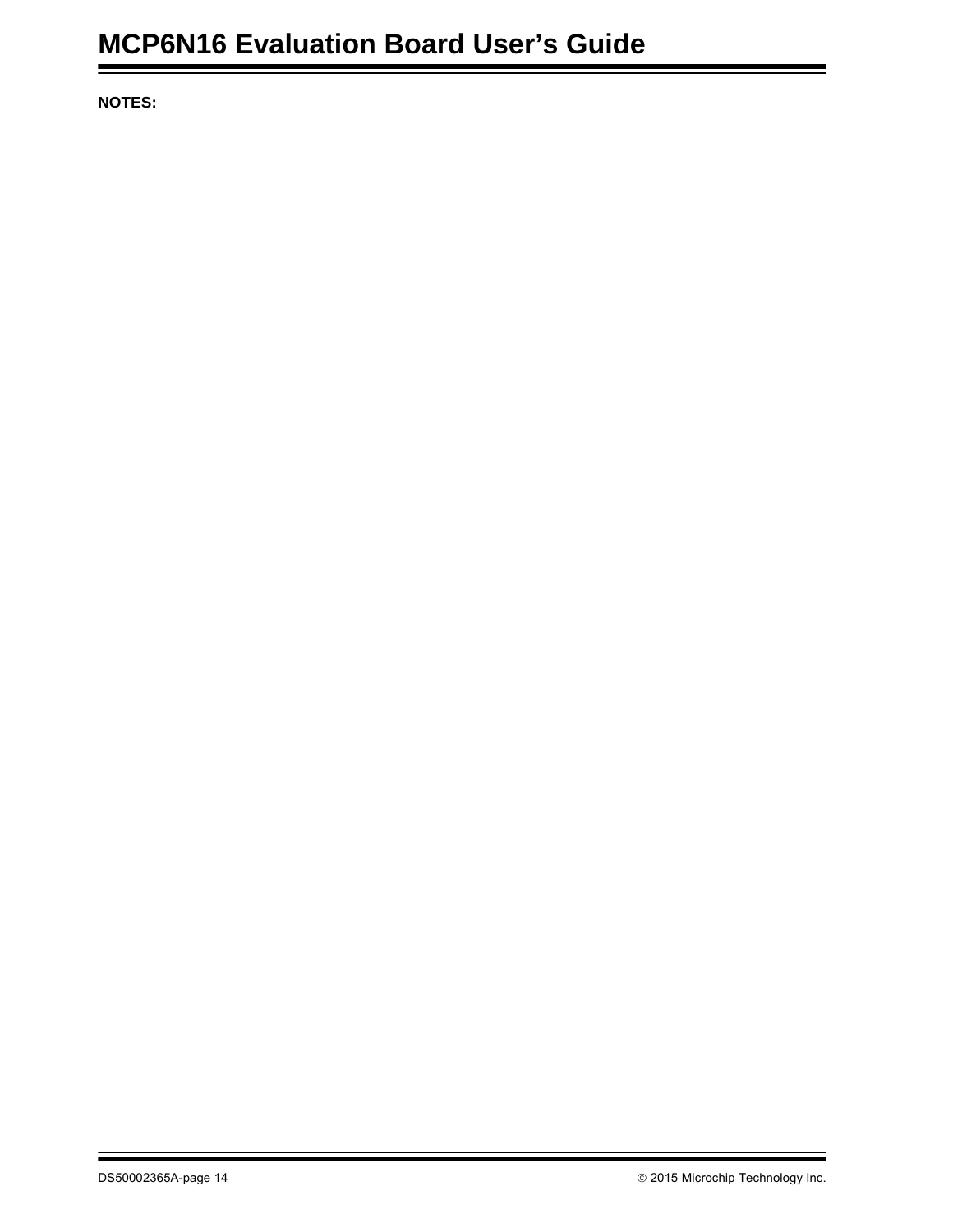**NOTES:**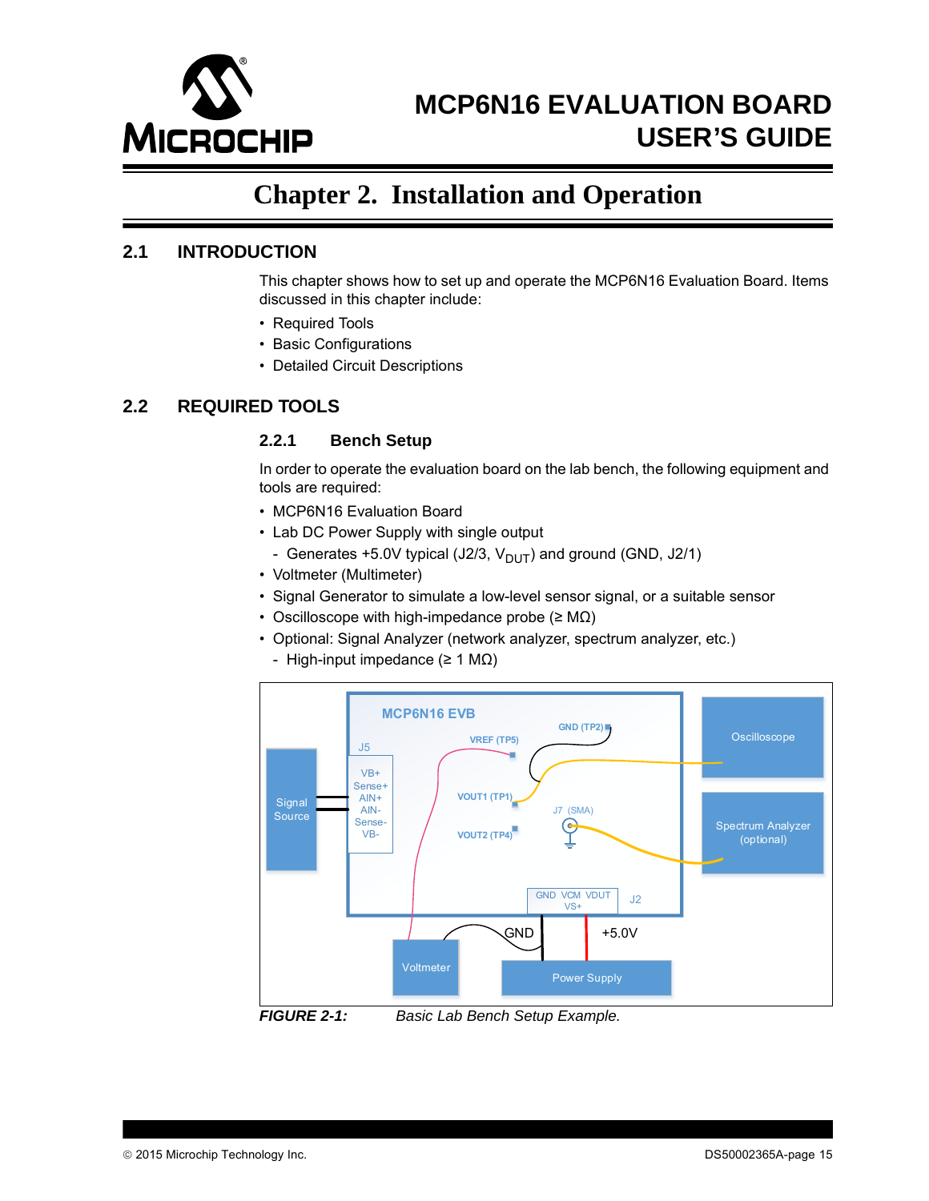# Chapter 2. Installation and Operation

## 2.1 INTRODUCTION

This chapter shows how to set up and operate the MCP6N16 Evaluation Board. Items discussed in this chapter include:

- Required Tools
- Basic Configurations
- Detailed Circuit Descriptions

## 2.2 REQUIRED TOOLS

### 2.2.1 Bench Setup

In order to operate the evaluation board on the lab bench, the following equipment and tools are required:

- MCP6N16 Evaluation Board
- Lab DC Power Supply with single output
  - Generates +5.0V typical (J2/3, $V_{DUT}$) and ground (GND, J2/1)
- Voltmeter (Multimeter)
- Signal Generator to simulate a low-level sensor signal, or a suitable sensor
- Oscilloscope with high-impedance probe (≥ MΩ)
- Optional: Signal Analyzer (network analyzer, spectrum analyzer, etc.)
  - High-input impedance (≥ 1 MΩ)

**FIGURE 2-1:** *Basic Lab Bench Setup Example.*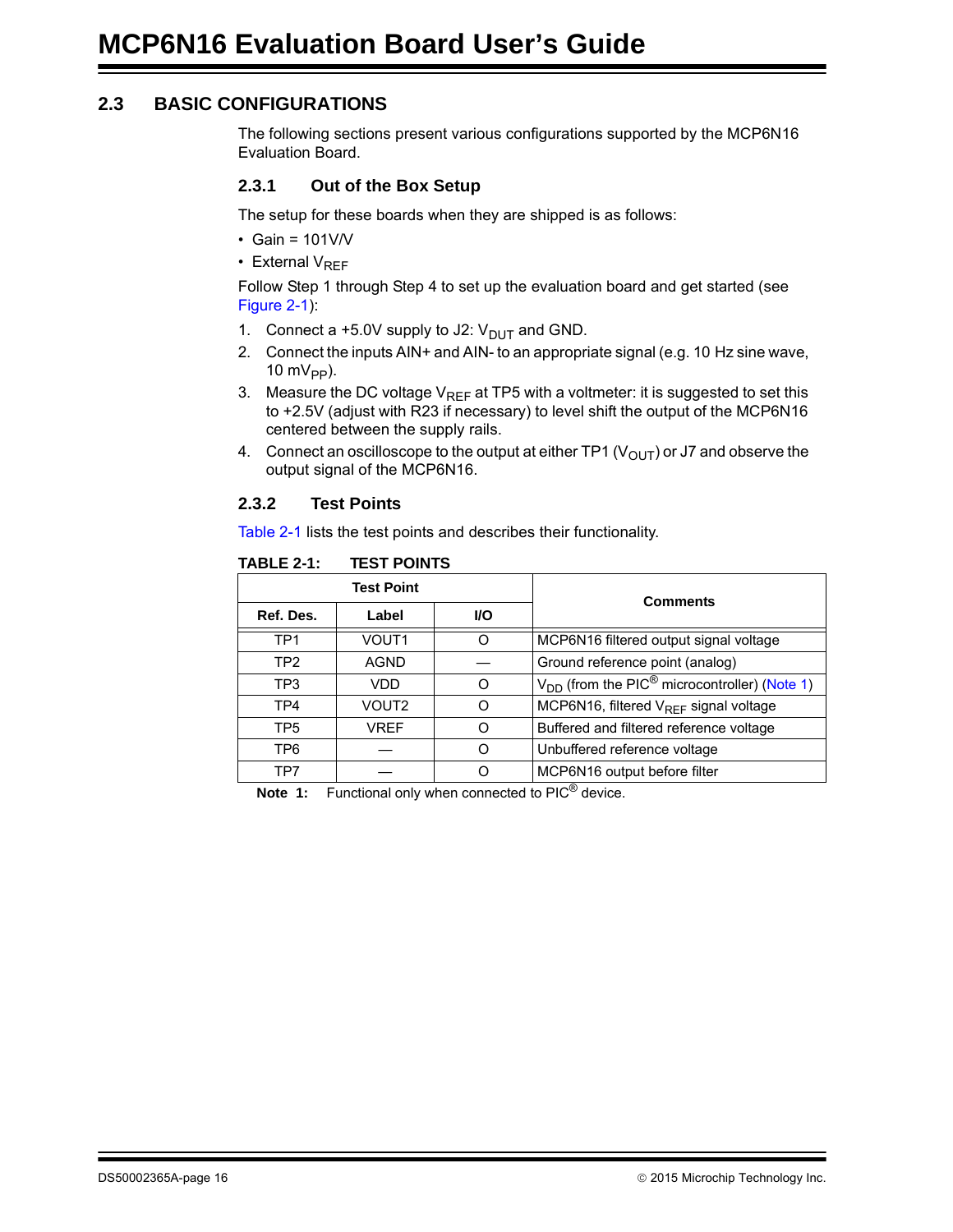## 2.3 BASIC CONFIGURATIONS

The following sections present various configurations supported by the MCP6N16 Evaluation Board.

### 2.3.1 Out of the Box Setup

The setup for these boards when they are shipped is as follows:

- Gain = 101V/V
- External $V_{REF}$

Follow Step 1 through Step 4 to set up the evaluation board and get started (see Figure 2-1):

1. Connect a +5.0V supply to J2: $V_{DUT}$ and GND.
2. Connect the inputs AIN+ and AIN- to an appropriate signal (e.g. 10 Hz sine wave, 10 $mV_{PP}$).
3. Measure the DC voltage $V_{REF}$ at TP5 with a voltmeter: it is suggested to set this to +2.5V (adjust with R23 if necessary) to level shift the output of the MCP6N16 centered between the supply rails.
4. Connect an oscilloscope to the output at either TP1 ($V_{OUT}$) or J7 and observe the output signal of the MCP6N16.

### 2.3.2 Test Points

Table 2-1 lists the test points and describes their functionality.

**TABLE 2-1: TEST POINTS**

| Test Point | | | Comments |
|---|---|---|---|
| Ref. Des. | Label | I/O | |
| TP1 | VOUT1 | O | MCP6N16 filtered output signal voltage |
| TP2 | AGND | — | Ground reference point (analog) |
| TP3 | VDD | O | $V_{DD}$ (from the PIC® microcontroller) (Note 1) |
| TP4 | VOUT2 | O | MCP6N16, filtered $V_{REF}$ signal voltage |
| TP5 | VREF | O | Buffered and filtered reference voltage |
| TP6 | — | O | Unbuffered reference voltage |
| TP7 | — | O | MCP6N16 output before filter |

**Note 1:** Functional only when connected to PIC® device.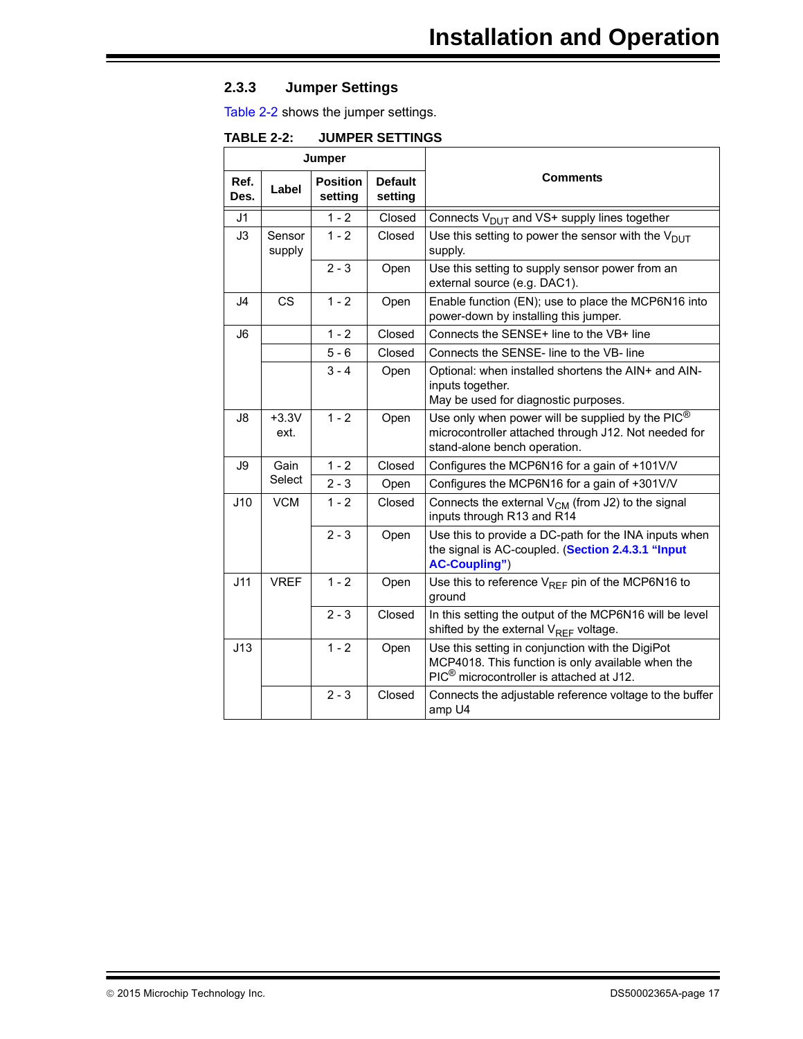### 2.3.3 Jumper Settings

Table 2-2 shows the jumper settings.

**TABLE 2-2: JUMPER SETTINGS**

| Jumper | | | | Comments |
|---|---|---|---|---|
| **Ref. Des.** | **Label** | **Position setting** | **Default setting** | |
| J1 | | 1 - 2 | Closed | Connects $V_{DUT}$ and VS+ supply lines together |
| J3 | Sensor supply | 1 - 2 | Closed | Use this setting to power the sensor with the $V_{DUT}$ supply. |
| | | 2 - 3 | Open | Use this setting to supply sensor power from an external source (e.g. DAC1). |
| J4 | CS | 1 - 2 | Open | Enable function (EN); use to place the MCP6N16 into power-down by installing this jumper. |
| J6 | | 1 - 2 | Closed | Connects the SENSE+ line to the VB+ line |
| | | 5 - 6 | Closed | Connects the SENSE- line to the VB- line |
| | | 3 - 4 | Open | Optional: when installed shortens the AIN+ and AIN- inputs together. May be used for diagnostic purposes. |
| J8 | +3.3V ext. | 1 - 2 | Open | Use only when power will be supplied by the PIC® microcontroller attached through J12. Not needed for stand-alone bench operation. |
| J9 | Gain Select | 1 - 2 | Closed | Configures the MCP6N16 for a gain of +101V/V |
| | | 2 - 3 | Open | Configures the MCP6N16 for a gain of +301V/V |
| J10 | VCM | 1 - 2 | Closed | Connects the external $V_{CM}$ (from J2) to the signal inputs through R13 and R14 |
| | | 2 - 3 | Open | Use this to provide a DC-path for the INA inputs when the signal is AC-coupled. (**Section 2.4.3.1 "Input AC-Coupling"**) |
| J11 | VREF | 1 - 2 | Open | Use this to reference $V_{REF}$ pin of the MCP6N16 to ground |
| | | 2 - 3 | Closed | In this setting the output of the MCP6N16 will be level shifted by the external $V_{REF}$ voltage. |
| J13 | | 1 - 2 | Open | Use this setting in conjunction with the DigiPot MCP4018. This function is only available when the PIC® microcontroller is attached at J12. |
| | | 2 - 3 | Closed | Connects the adjustable reference voltage to the buffer amp U4 |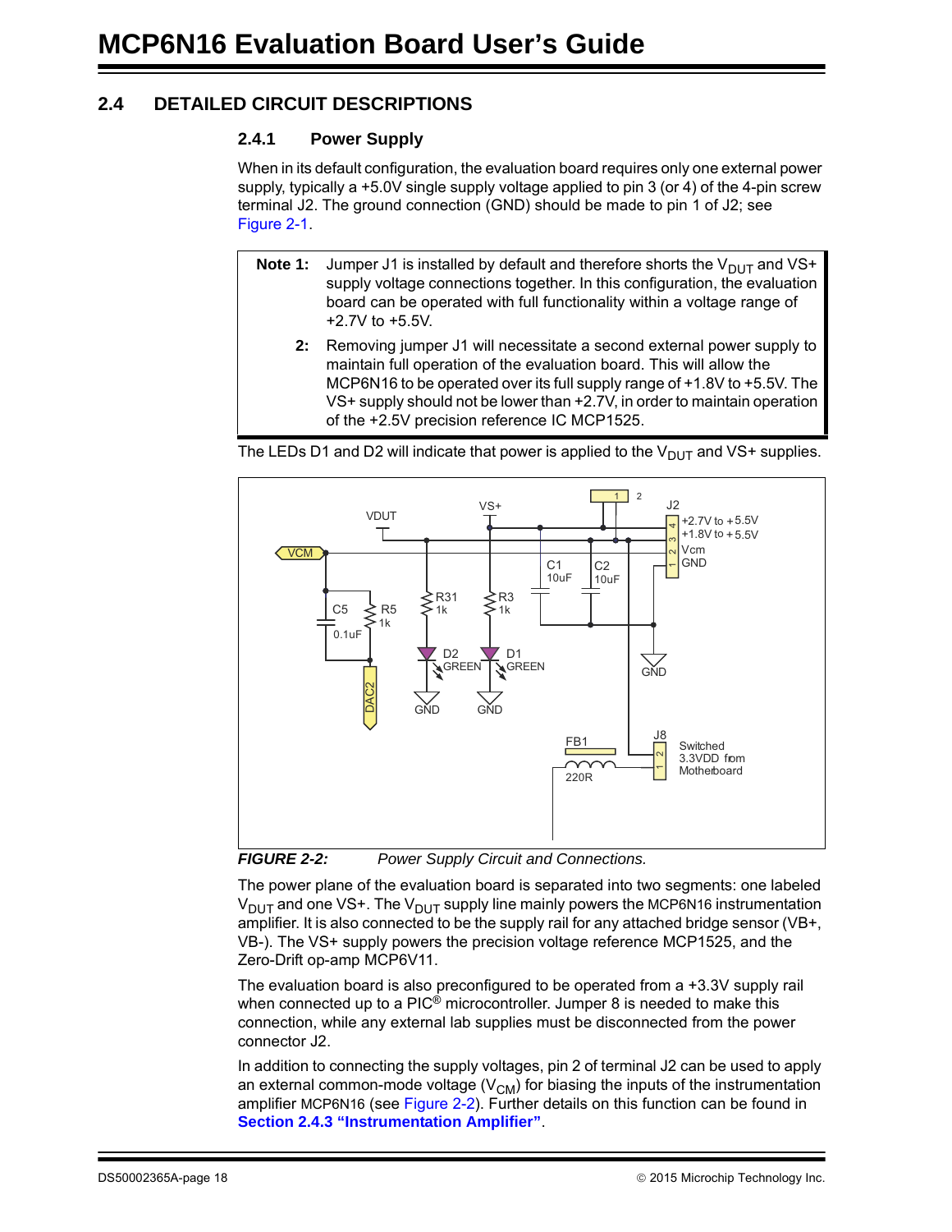## 2.4 DETAILED CIRCUIT DESCRIPTIONS

### 2.4.1 Power Supply

When in its default configuration, the evaluation board requires only one external power supply, typically a +5.0V single supply voltage applied to pin 3 (or 4) of the 4-pin screw terminal J2. The ground connection (GND) should be made to pin 1 of J2; see Figure 2-1.

> **Note 1:** Jumper J1 is installed by default and therefore shorts the $V_{DUT}$ and VS+ supply voltage connections together. In this configuration, the evaluation board can be operated with full functionality within a voltage range of +2.7V to +5.5V.
>
> **2:** Removing jumper J1 will necessitate a second external power supply to maintain full operation of the evaluation board. This will allow the MCP6N16 to be operated over its full supply range of +1.8V to +5.5V. The VS+ supply should not be lower than +2.7V, in order to maintain operation of the +2.5V precision reference IC MCP1525.

The LEDs D1 and D2 will indicate that power is applied to the $V_{DUT}$ and VS+ supplies.

***FIGURE 2-2:*** *Power Supply Circuit and Connections.*

The power plane of the evaluation board is separated into two segments: one labeled $V_{DUT}$ and one VS+. The $V_{DUT}$ supply line mainly powers the MCP6N16 instrumentation amplifier. It is also connected to be the supply rail for any attached bridge sensor (VB+, VB-). The VS+ supply powers the precision voltage reference MCP1525, and the Zero-Drift op-amp MCP6V11.

The evaluation board is also preconfigured to be operated from a +3.3V supply rail when connected up to a PIC® microcontroller. Jumper 8 is needed to make this connection, while any external lab supplies must be disconnected from the power connector J2.

In addition to connecting the supply voltages, pin 2 of terminal J2 can be used to apply an external common-mode voltage ($V_{CM}$) for biasing the inputs of the instrumentation amplifier MCP6N16 (see Figure 2-2). Further details on this function can be found in **Section 2.4.3 "Instrumentation Amplifier"**.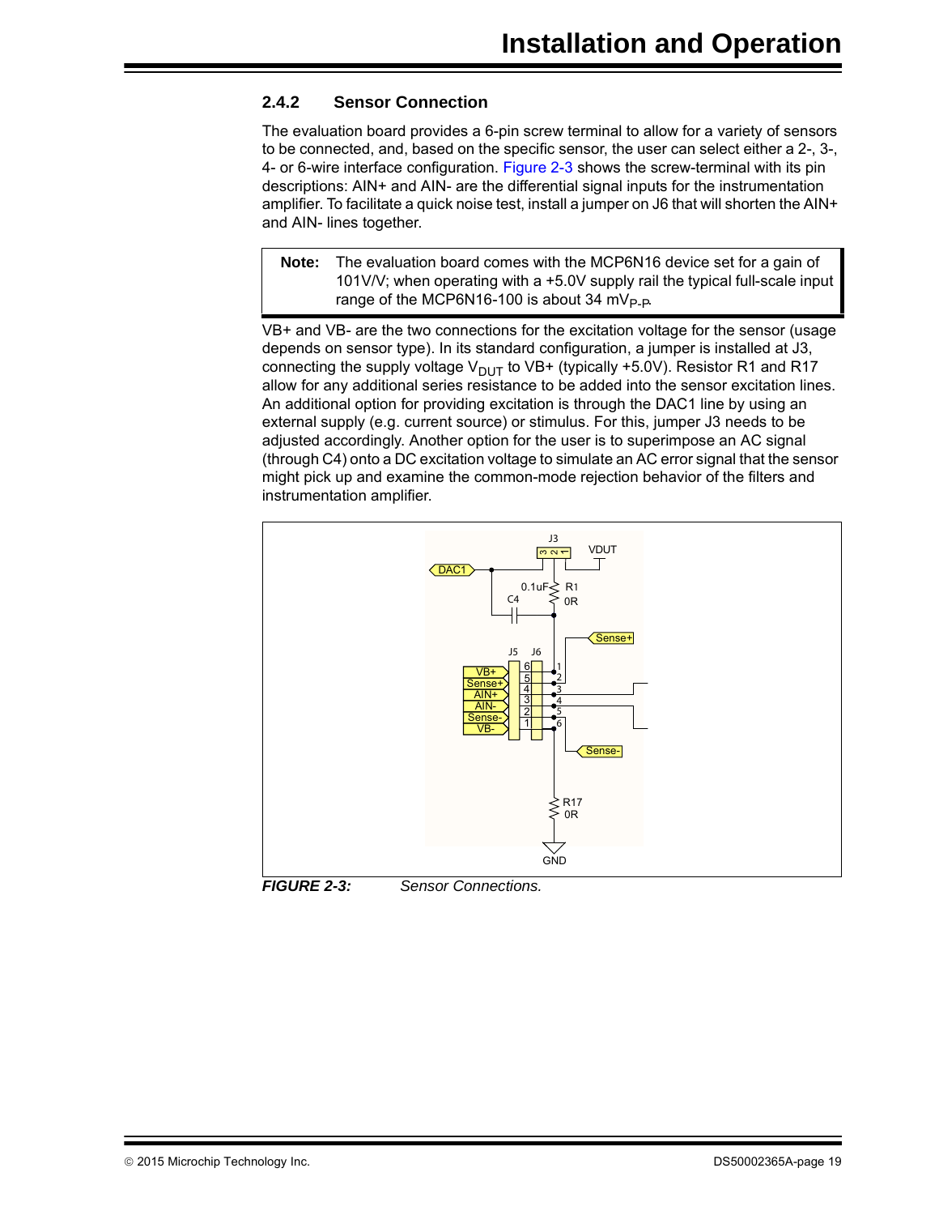### 2.4.2 Sensor Connection

The evaluation board provides a 6-pin screw terminal to allow for a variety of sensors to be connected, and, based on the specific sensor, the user can select either a 2-, 3-, 4- or 6-wire interface configuration. Figure 2-3 shows the screw-terminal with its pin descriptions: AIN+ and AIN- are the differential signal inputs for the instrumentation amplifier. To facilitate a quick noise test, install a jumper on J6 that will shorten the AIN+ and AIN- lines together.

> **Note:** The evaluation board comes with the MCP6N16 device set for a gain of 101V/V; when operating with a +5.0V supply rail the typical full-scale input range of the MCP6N16-100 is about 34 $mV_{P-P}$.

VB+ and VB- are the two connections for the excitation voltage for the sensor (usage depends on sensor type). In its standard configuration, a jumper is installed at J3, connecting the supply voltage $V_{DUT}$ to VB+ (typically +5.0V). Resistor R1 and R17 allow for any additional series resistance to be added into the sensor excitation lines. An additional option for providing excitation is through the DAC1 line by using an external supply (e.g. current source) or stimulus. For this, jumper J3 needs to be adjusted accordingly. Another option for the user is to superimpose an AC signal (through C4) onto a DC excitation voltage to simulate an AC error signal that the sensor might pick up and examine the common-mode rejection behavior of the filters and instrumentation amplifier.

***FIGURE 2-3:*** *Sensor Connections.*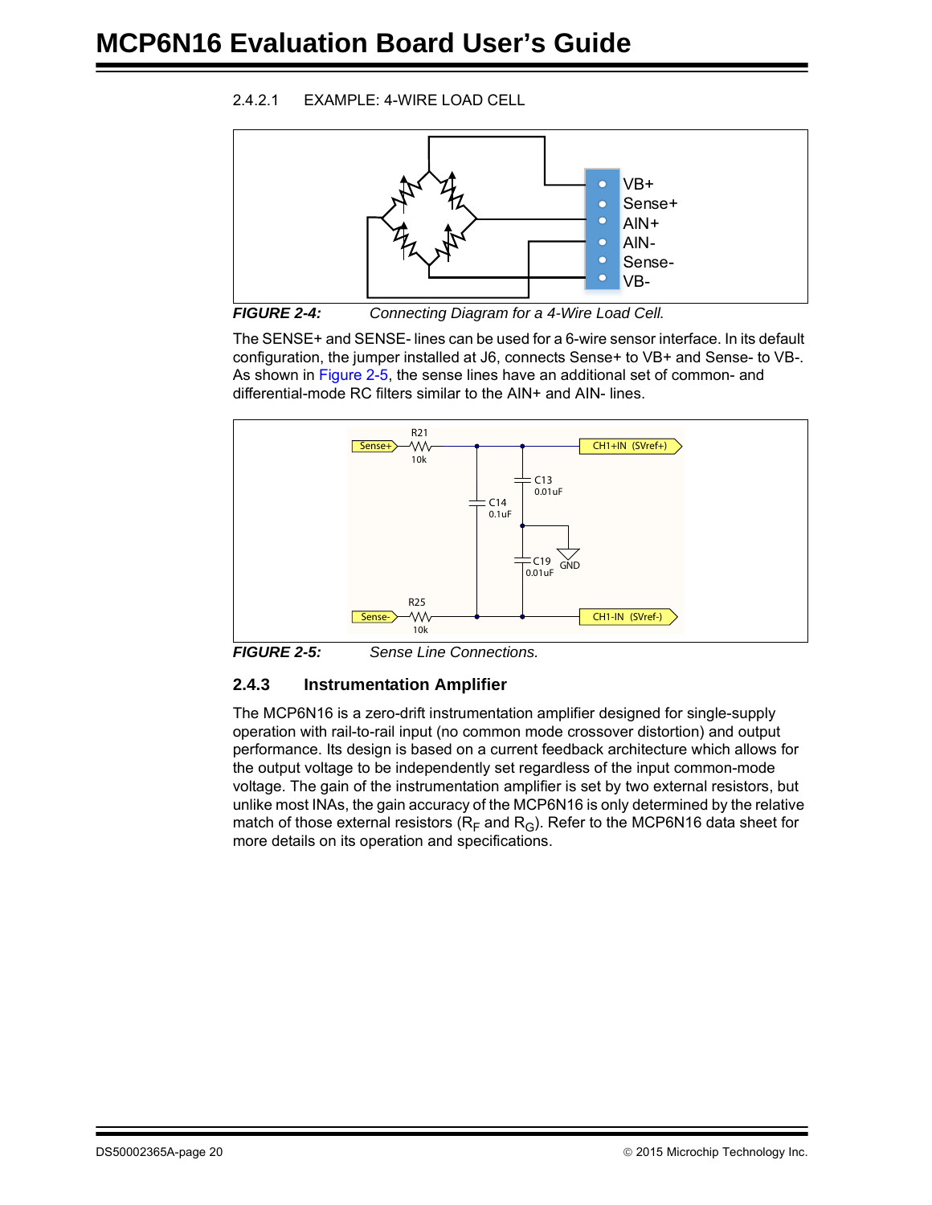#### 2.4.2.1 EXAMPLE: 4-WIRE LOAD CELL

VB+
Sense+
AIN+
AIN-
Sense-
VB-

***FIGURE 2-4:*** *Connecting Diagram for a 4-Wire Load Cell.*

The SENSE+ and SENSE- lines can be used for a 6-wire sensor interface. In its default configuration, the jumper installed at J6, connects Sense+ to VB+ and Sense- to VB-. As shown in Figure 2-5, the sense lines have an additional set of common- and differential-mode RC filters similar to the AIN+ and AIN- lines.

Sense+ R21 10k C14 0.1uF C13 0.01uF C19 0.01uF GND CH1+IN (SVref+) Sense- R25 10k CH1-IN (SVref-)

***FIGURE 2-5:*** *Sense Line Connections.*

### 2.4.3 Instrumentation Amplifier

The MCP6N16 is a zero-drift instrumentation amplifier designed for single-supply operation with rail-to-rail input (no common mode crossover distortion) and output performance. Its design is based on a current feedback architecture which allows for the output voltage to be independently set regardless of the input common-mode voltage. The gain of the instrumentation amplifier is set by two external resistors, but unlike most INAs, the gain accuracy of the MCP6N16 is only determined by the relative match of those external resistors ($R_F$ and $R_G$). Refer to the MCP6N16 data sheet for more details on its operation and specifications.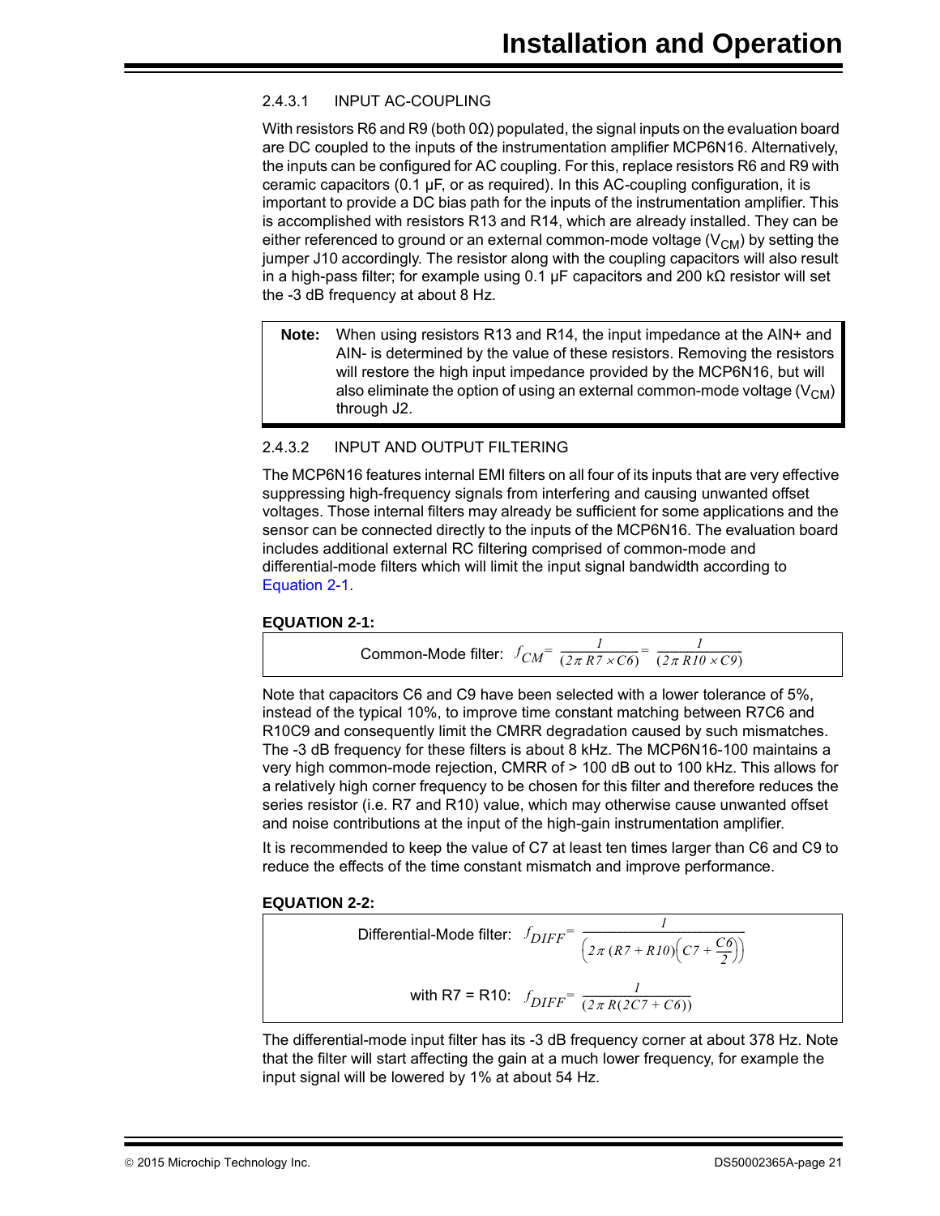#### 2.4.3.1 INPUT AC-COUPLING

With resistors R6 and R9 (both 0Ω) populated, the signal inputs on the evaluation board are DC coupled to the inputs of the instrumentation amplifier MCP6N16. Alternatively, the inputs can be configured for AC coupling. For this, replace resistors R6 and R9 with ceramic capacitors (0.1 µF, or as required). In this AC-coupling configuration, it is important to provide a DC bias path for the inputs of the instrumentation amplifier. This is accomplished with resistors R13 and R14, which are already installed. They can be either referenced to ground or an external common-mode voltage ($V_{CM}$) by setting the jumper J10 accordingly. The resistor along with the coupling capacitors will also result in a high-pass filter; for example using 0.1 µF capacitors and 200 kΩ resistor will set the -3 dB frequency at about 8 Hz.

> **Note:** When using resistors R13 and R14, the input impedance at the AIN+ and AIN- is determined by the value of these resistors. Removing the resistors will restore the high input impedance provided by the MCP6N16, but will also eliminate the option of using an external common-mode voltage ($V_{CM}$) through J2.

#### 2.4.3.2 INPUT AND OUTPUT FILTERING

The MCP6N16 features internal EMI filters on all four of its inputs that are very effective suppressing high-frequency signals from interfering and causing unwanted offset voltages. Those internal filters may already be sufficient for some applications and the sensor can be connected directly to the inputs of the MCP6N16. The evaluation board includes additional external RC filtering comprised of common-mode and differential-mode filters which will limit the input signal bandwidth according to Equation 2-1.

**EQUATION 2-1:**

$$\text{Common-Mode filter:} \quad f_{CM} = \frac{1}{(2\pi R7 \times C6)} = \frac{1}{(2\pi R10 \times C9)}$$

Note that capacitors C6 and C9 have been selected with a lower tolerance of 5%, instead of the typical 10%, to improve time constant matching between R7C6 and R10C9 and consequently limit the CMRR degradation caused by such mismatches. The -3 dB frequency for these filters is about 8 kHz. The MCP6N16-100 maintains a very high common-mode rejection, CMRR of > 100 dB out to 100 kHz. This allows for a relatively high corner frequency to be chosen for this filter and therefore reduces the series resistor (i.e. R7 and R10) value, which may otherwise cause unwanted offset and noise contributions at the input of the high-gain instrumentation amplifier.

It is recommended to keep the value of C7 at least ten times larger than C6 and C9 to reduce the effects of the time constant mismatch and improve performance.

**EQUATION 2-2:**

$$\text{Differential-Mode filter:} \quad f_{DIFF} = \frac{1}{\left(2\pi (R7 + R10)\left(C7 + \frac{C6}{2}\right)\right)}$$

$$\text{with R7 = R10:} \quad f_{DIFF} = \frac{1}{(2\pi R(2C7 + C6))}$$

The differential-mode input filter has its -3 dB frequency corner at about 378 Hz. Note that the filter will start affecting the gain at a much lower frequency, for example the input signal will be lowered by 1% at about 54 Hz.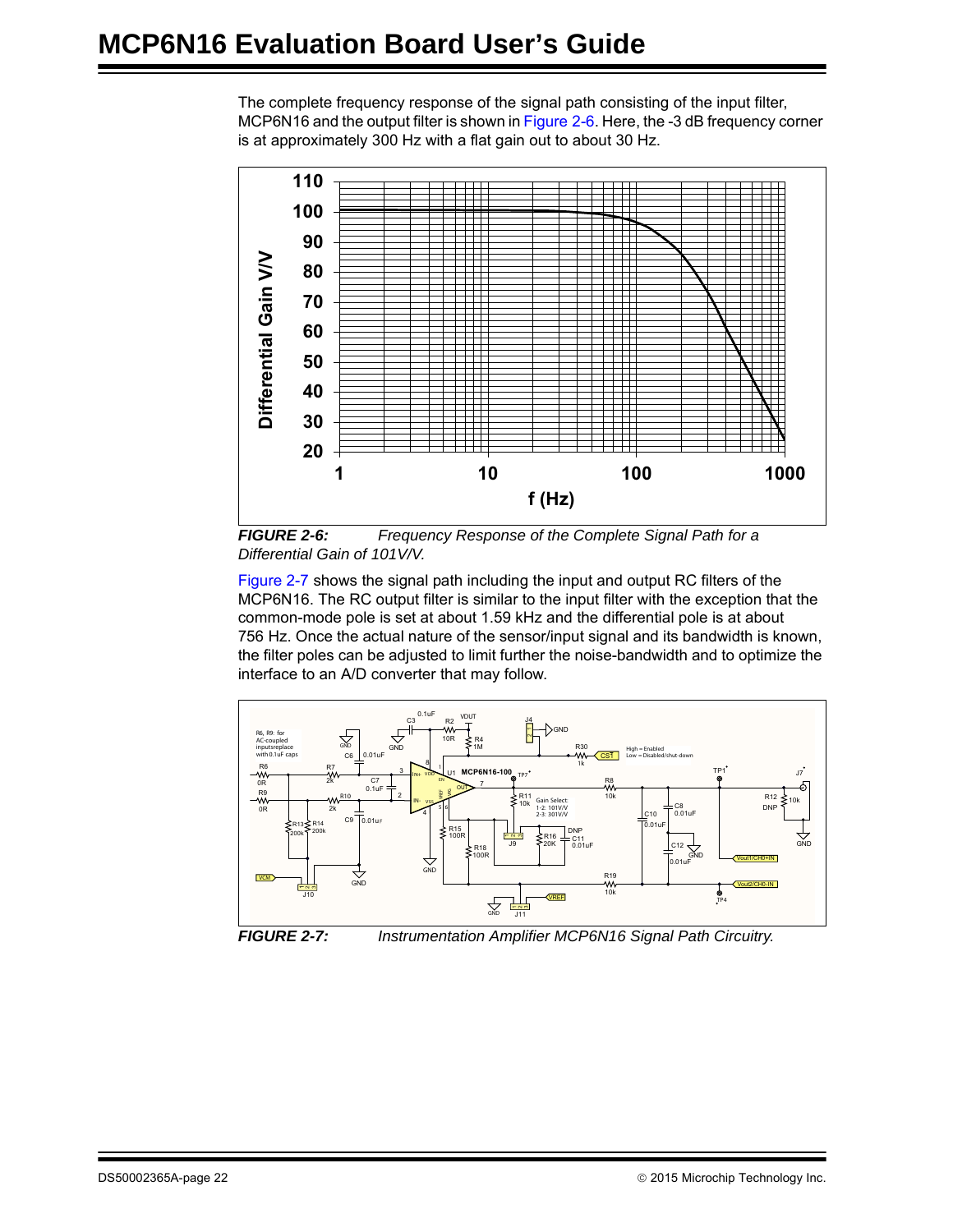The complete frequency response of the signal path consisting of the input filter, MCP6N16 and the output filter is shown in Figure 2-6. Here, the -3 dB frequency corner is at approximately 300 Hz with a flat gain out to about 30 Hz.

***FIGURE 2-6:*** *Frequency Response of the Complete Signal Path for a Differential Gain of 101V/V.*

Figure 2-7 shows the signal path including the input and output RC filters of the MCP6N16. The RC output filter is similar to the input filter with the exception that the common-mode pole is set at about 1.59 kHz and the differential pole is at about 756 Hz. Once the actual nature of the sensor/input signal and its bandwidth is known, the filter poles can be adjusted to limit further the noise-bandwidth and to optimize the interface to an A/D converter that may follow.

***FIGURE 2-7:*** *Instrumentation Amplifier MCP6N16 Signal Path Circuitry.*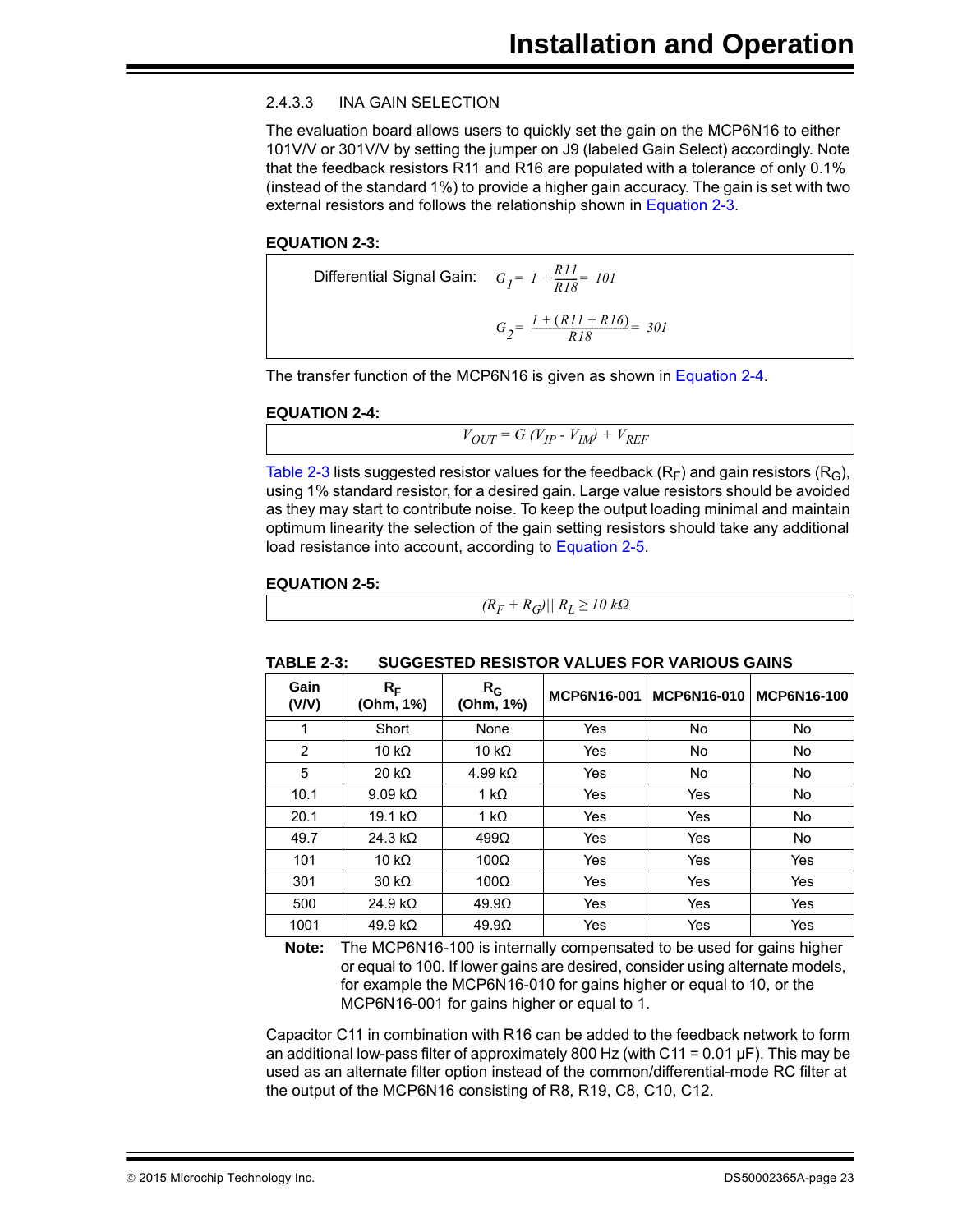### 2.4.3.3 INA GAIN SELECTION

The evaluation board allows users to quickly set the gain on the MCP6N16 to either 101V/V or 301V/V by setting the jumper on J9 (labeled Gain Select) accordingly. Note that the feedback resistors R11 and R16 are populated with a tolerance of only 0.1% (instead of the standard 1%) to provide a higher gain accuracy. The gain is set with two external resistors and follows the relationship shown in Equation 2-3.

**EQUATION 2-3:**

Differential Signal Gain:

$$G_1 = 1 + \frac{R11}{R18} = 101$$

$$G_2 = \frac{1 + (R11 + R16)}{R18} = 301$$

The transfer function of the MCP6N16 is given as shown in Equation 2-4.

**EQUATION 2-4:**

$$V_{OUT} = G\,(V_{IP} - V_{IM}) + V_{REF}$$

Table 2-3 lists suggested resistor values for the feedback ($R_F$) and gain resistors ($R_G$), using 1% standard resistor, for a desired gain. Large value resistors should be avoided as they may start to contribute noise. To keep the output loading minimal and maintain optimum linearity the selection of the gain setting resistors should take any additional load resistance into account, according to Equation 2-5.

**EQUATION 2-5:**

$$(R_F + R_G) \| R_L \geq 10\ k\Omega$$

**TABLE 2-3: SUGGESTED RESISTOR VALUES FOR VARIOUS GAINS**

| Gain (V/V) | $R_F$ (Ohm, 1%) | $R_G$ (Ohm, 1%) | MCP6N16-001 | MCP6N16-010 | MCP6N16-100 |
|---|---|---|---|---|---|
| 1 | Short | None | Yes | No | No |
| 2 | 10 kΩ | 10 kΩ | Yes | No | No |
| 5 | 20 kΩ | 4.99 kΩ | Yes | No | No |
| 10.1 | 9.09 kΩ | 1 kΩ | Yes | Yes | No |
| 20.1 | 19.1 kΩ | 1 kΩ | Yes | Yes | No |
| 49.7 | 24.3 kΩ | 499Ω | Yes | Yes | No |
| 101 | 10 kΩ | 100Ω | Yes | Yes | Yes |
| 301 | 30 kΩ | 100Ω | Yes | Yes | Yes |
| 500 | 24.9 kΩ | 49.9Ω | Yes | Yes | Yes |
| 1001 | 49.9 kΩ | 49.9Ω | Yes | Yes | Yes |

**Note:** The MCP6N16-100 is internally compensated to be used for gains higher or equal to 100. If lower gains are desired, consider using alternate models, for example the MCP6N16-010 for gains higher or equal to 10, or the MCP6N16-001 for gains higher or equal to 1.

Capacitor C11 in combination with R16 can be added to the feedback network to form an additional low-pass filter of approximately 800 Hz (with C11 = 0.01 µF). This may be used as an alternate filter option instead of the common/differential-mode RC filter at the output of the MCP6N16 consisting of R8, R19, C8, C10, C12.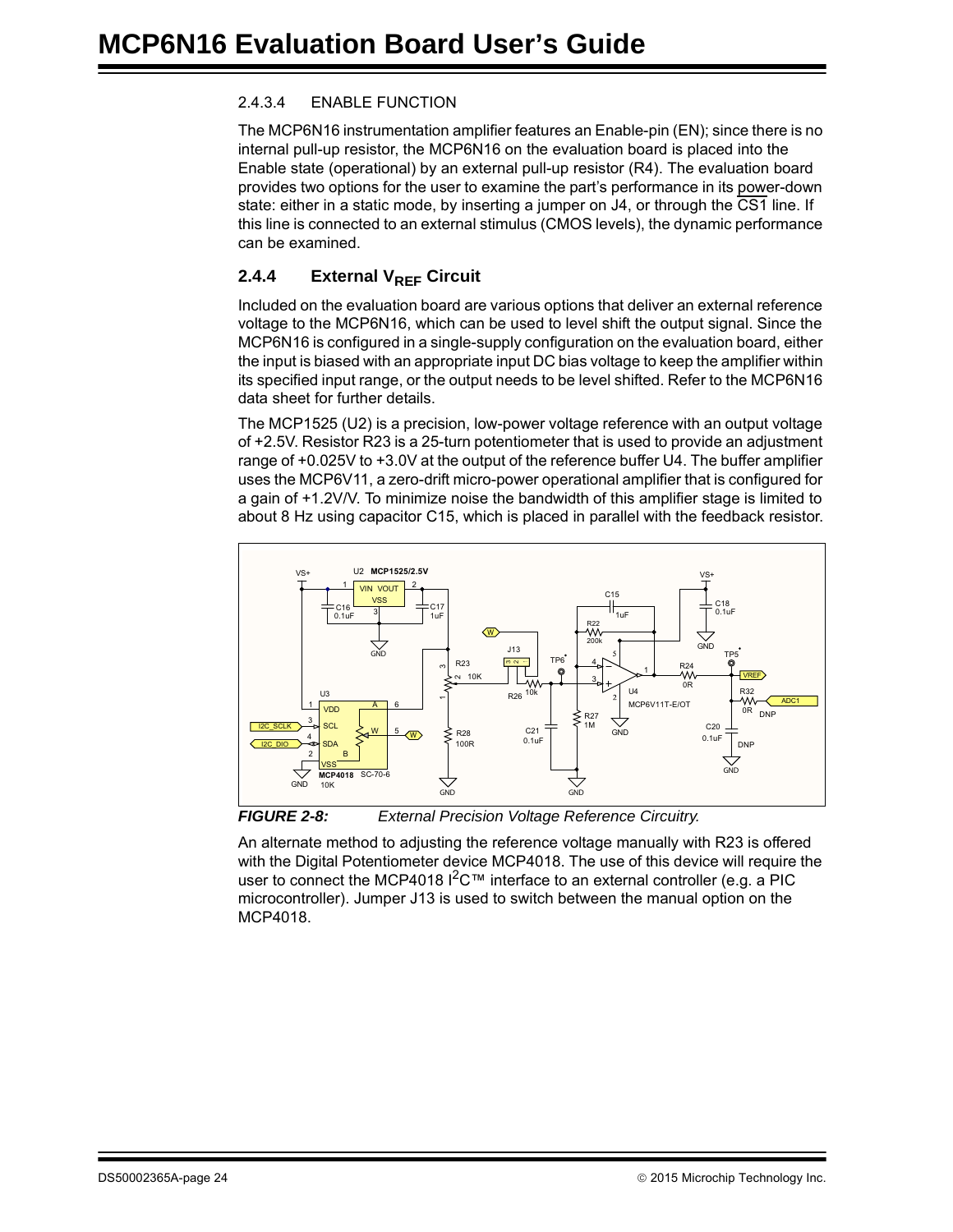#### 2.4.3.4 ENABLE FUNCTION

The MCP6N16 instrumentation amplifier features an Enable-pin (EN); since there is no internal pull-up resistor, the MCP6N16 on the evaluation board is placed into the Enable state (operational) by an external pull-up resistor (R4). The evaluation board provides two options for the user to examine the part's performance in its power-down state: either in a static mode, by inserting a jumper on J4, or through the $\overline{CS1}$ line. If this line is connected to an external stimulus (CMOS levels), the dynamic performance can be examined.

### 2.4.4 External $V_{REF}$ Circuit

Included on the evaluation board are various options that deliver an external reference voltage to the MCP6N16, which can be used to level shift the output signal. Since the MCP6N16 is configured in a single-supply configuration on the evaluation board, either the input is biased with an appropriate input DC bias voltage to keep the amplifier within its specified input range, or the output needs to be level shifted. Refer to the MCP6N16 data sheet for further details.

The MCP1525 (U2) is a precision, low-power voltage reference with an output voltage of +2.5V. Resistor R23 is a 25-turn potentiometer that is used to provide an adjustment range of +0.025V to +3.0V at the output of the reference buffer U4. The buffer amplifier uses the MCP6V11, a zero-drift micro-power operational amplifier that is configured for a gain of +1.2V/V. To minimize noise the bandwidth of this amplifier stage is limited to about 8 Hz using capacitor C15, which is placed in parallel with the feedback resistor.

***FIGURE 2-8:*** *External Precision Voltage Reference Circuitry.*

An alternate method to adjusting the reference voltage manually with R23 is offered with the Digital Potentiometer device MCP4018. The use of this device will require the user to connect the MCP4018 I²C™ interface to an external controller (e.g. a PIC microcontroller). Jumper J13 is used to switch between the manual option on the MCP4018.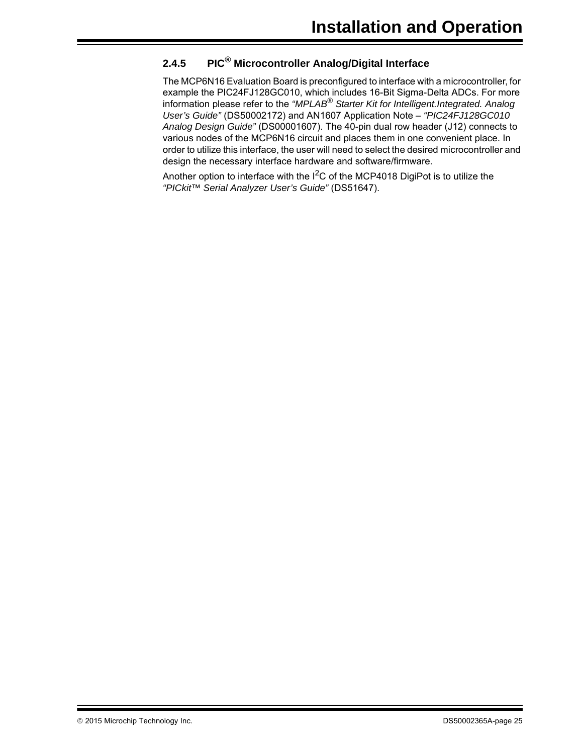### 2.4.5 PIC® Microcontroller Analog/Digital Interface

The MCP6N16 Evaluation Board is preconfigured to interface with a microcontroller, for example the PIC24FJ128GC010, which includes 16-Bit Sigma-Delta ADCs. For more information please refer to the *"MPLAB® Starter Kit for Intelligent.Integrated. Analog User's Guide"* (DS50002172) and AN1607 Application Note – *"PIC24FJ128GC010 Analog Design Guide"* (DS00001607). The 40-pin dual row header (J12) connects to various nodes of the MCP6N16 circuit and places them in one convenient place. In order to utilize this interface, the user will need to select the desired microcontroller and design the necessary interface hardware and software/firmware.

Another option to interface with the $I^2C$ of the MCP4018 DigiPot is to utilize the *"PICkit™ Serial Analyzer User's Guide"* (DS51647).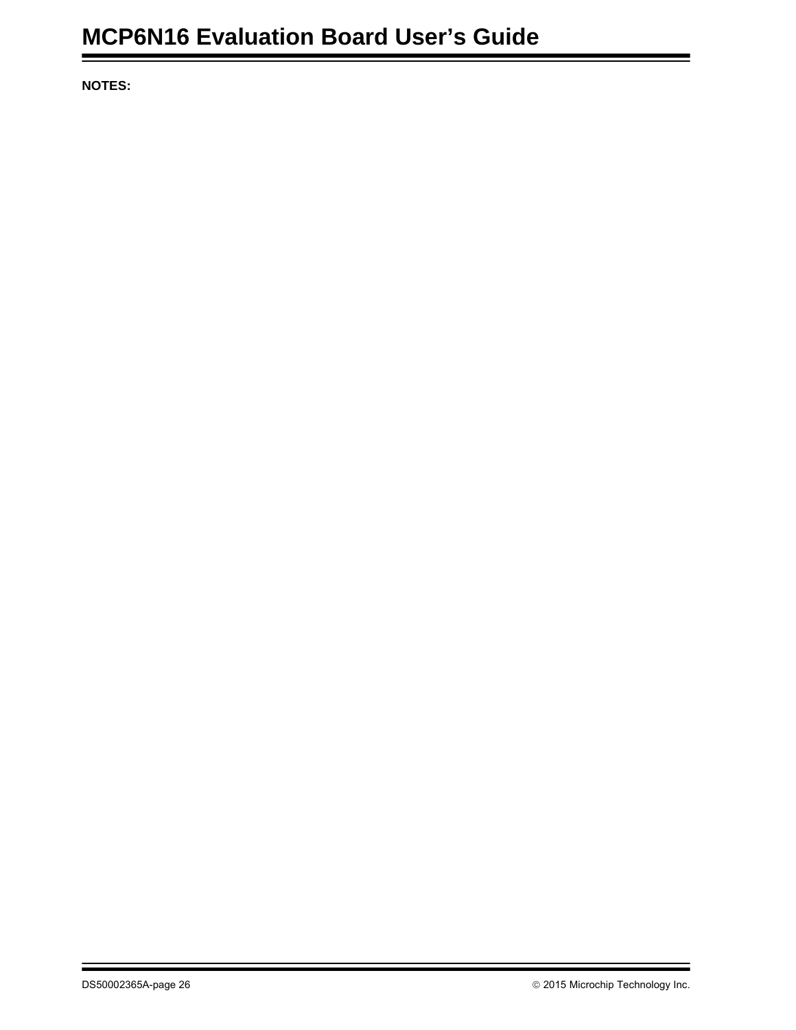**NOTES:**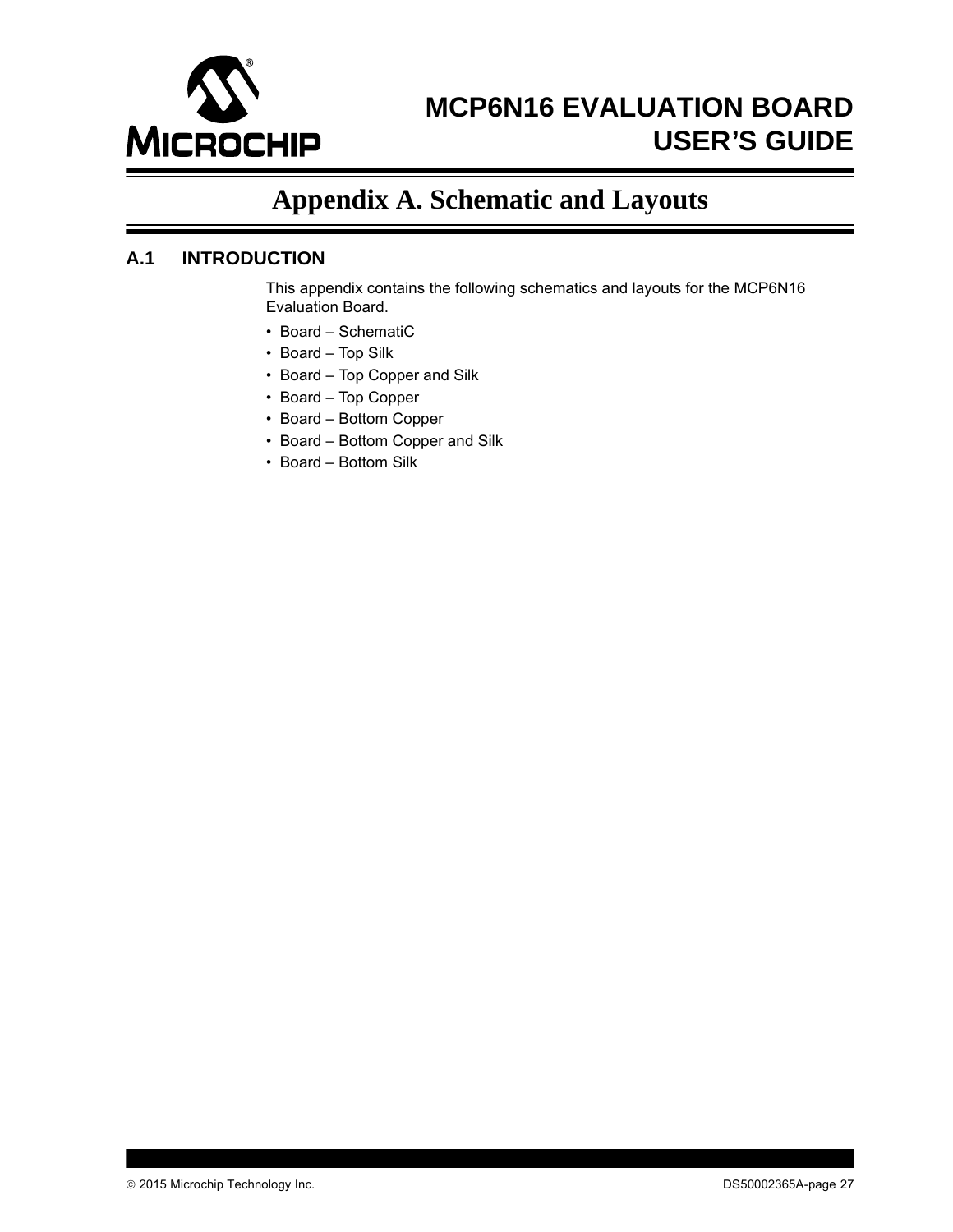# Appendix A. Schematic and Layouts

## A.1 INTRODUCTION

This appendix contains the following schematics and layouts for the MCP6N16 Evaluation Board.

- Board – SchematiC
- Board – Top Silk
- Board – Top Copper and Silk
- Board – Top Copper
- Board – Bottom Copper
- Board – Bottom Copper and Silk
- Board – Bottom Silk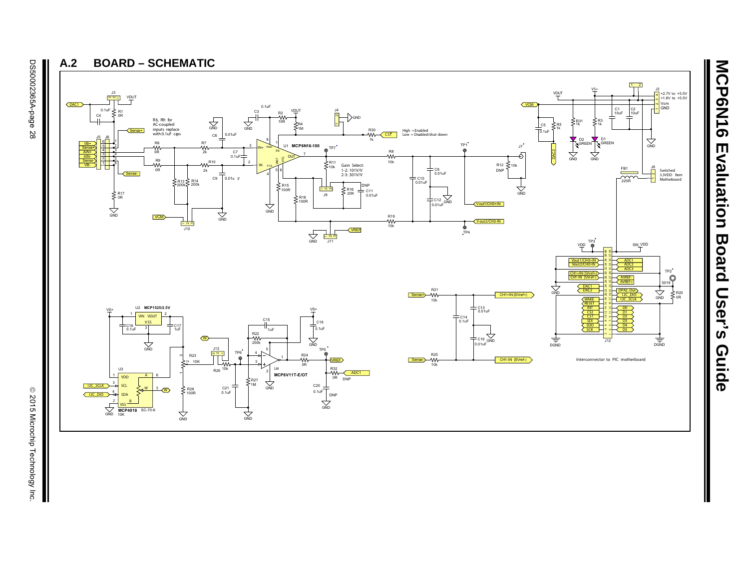## A.2 BOARD – SCHEMATIC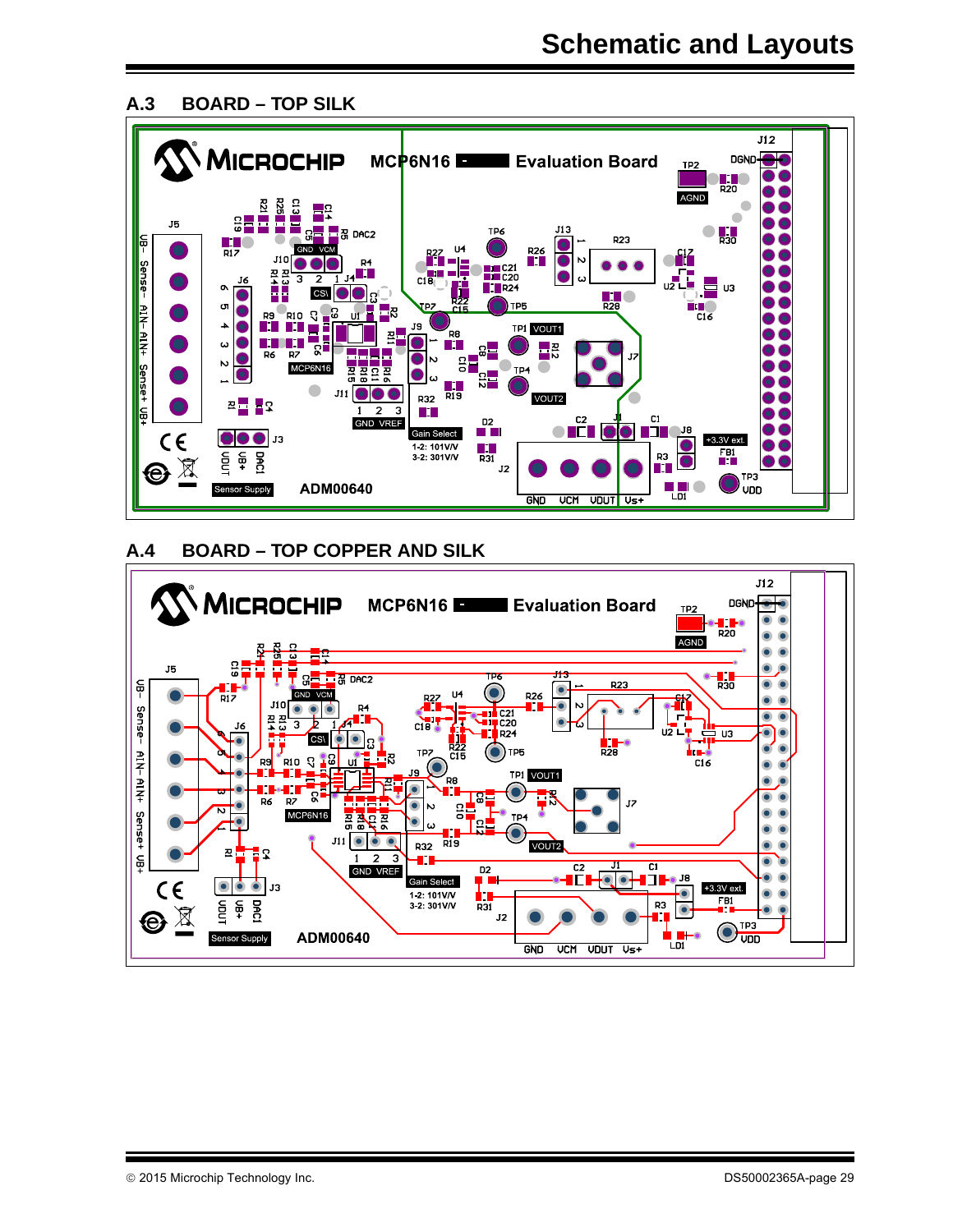## A.3 BOARD – TOP SILK

## A.4 BOARD – TOP COPPER AND SILK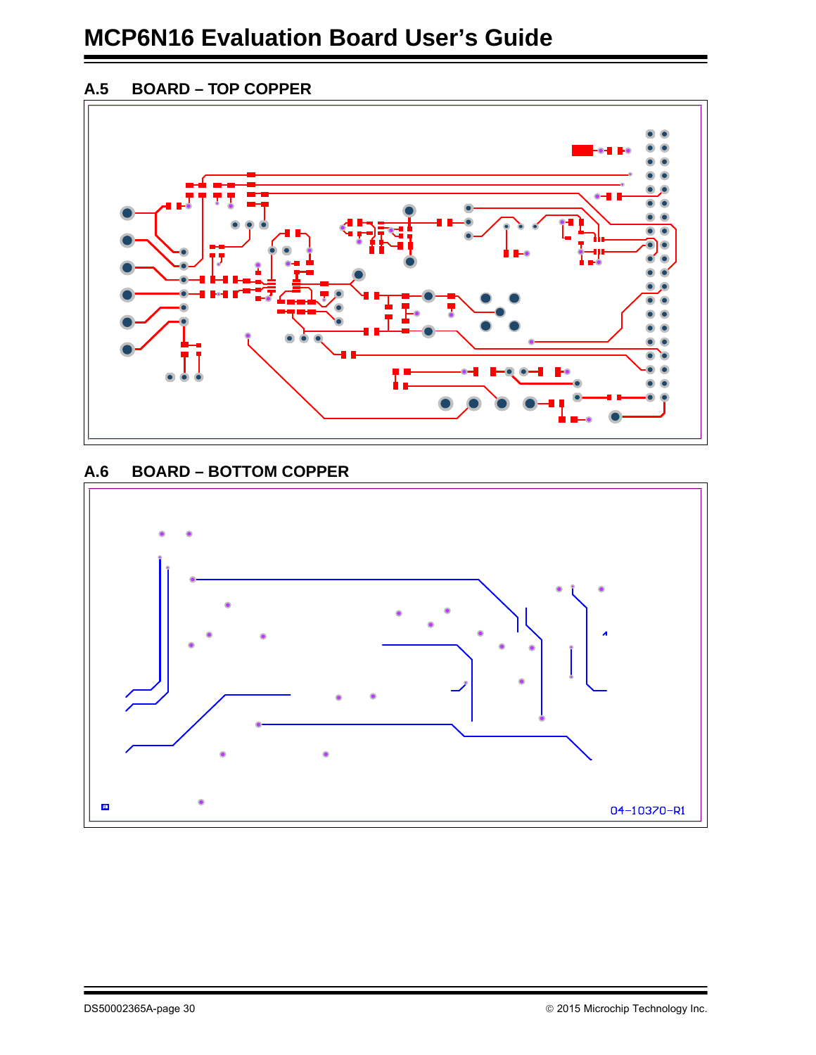## A.5 BOARD – TOP COPPER

## A.6 BOARD – BOTTOM COPPER

04-10370-R1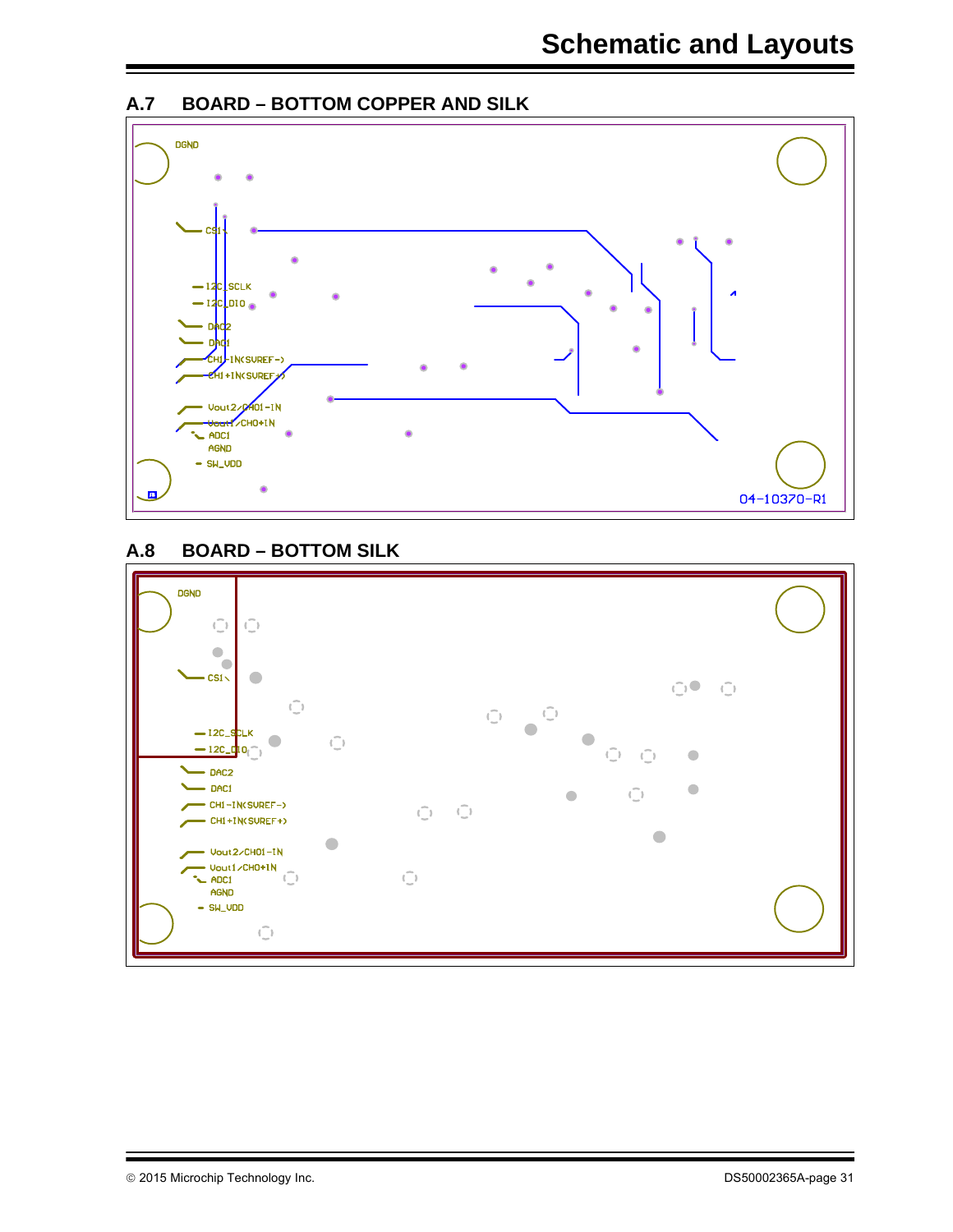## A.7 BOARD – BOTTOM COPPER AND SILK

DGND

CS1

I2C_SCLK

I2C_DIO

DAC2

DAC1

CH1-IN(SVREF-)

CH1+IN(SVREF+)

Vout2/CH01-IN

Vout1/CH0+IN

ADC1

AGND

SW_VDD

04-10370-R1

## A.8 BOARD – BOTTOM SILK

DGND

CS1

I2C_SCLK

I2C_DIO

DAC2

DAC1

CH1-IN(SVREF-)

CH1+IN(SVREF+)

Vout2/CH01-IN

Vout1/CH0+IN

ADC1

AGND

SW_VDD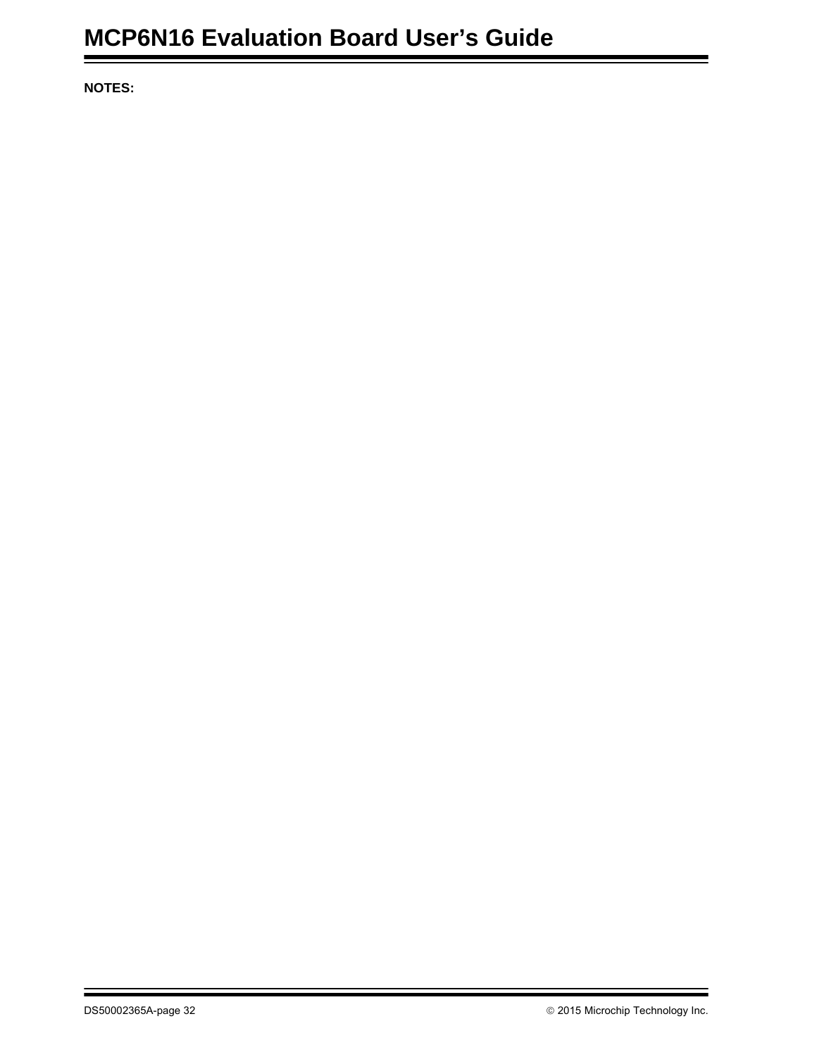**NOTES:**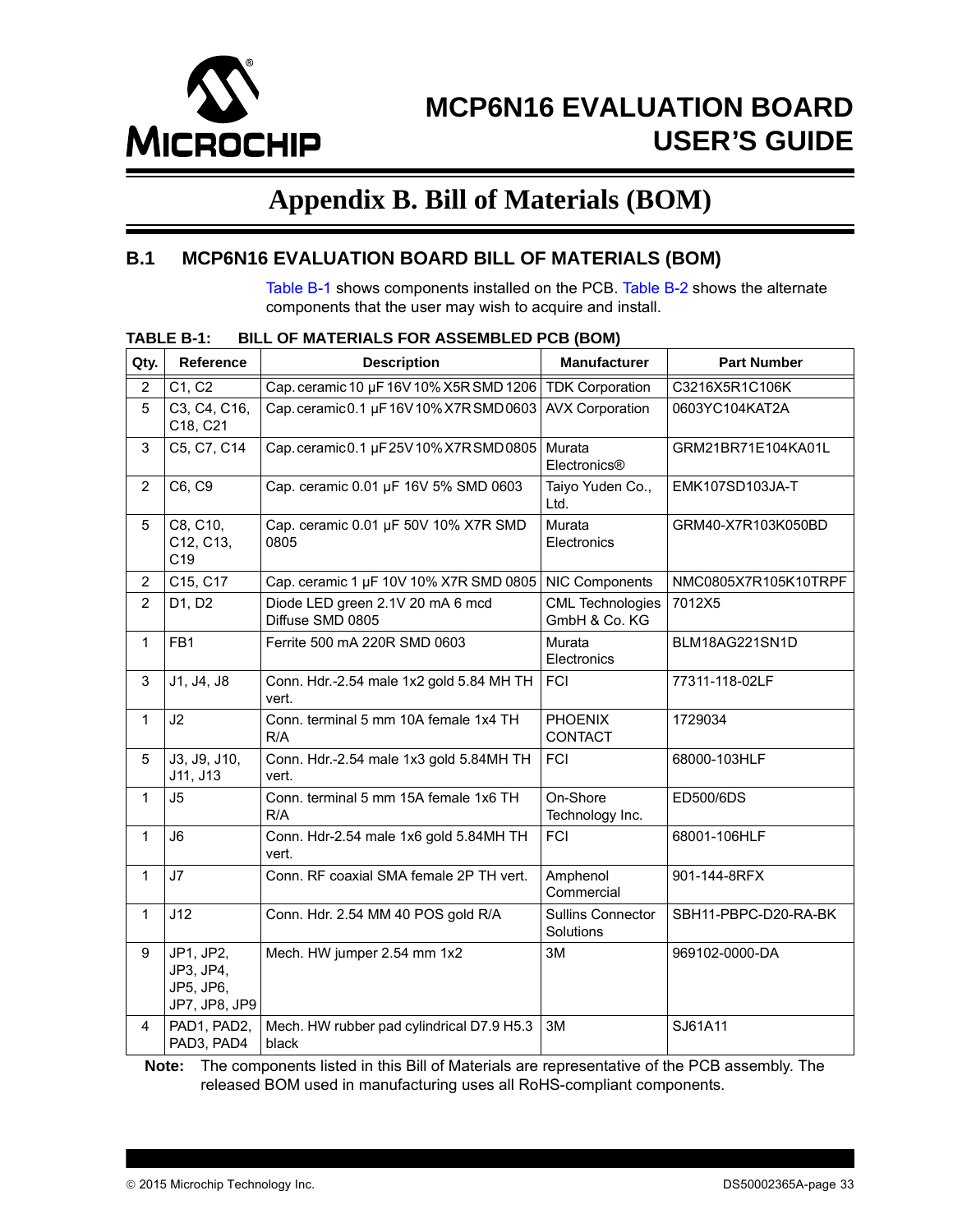# Appendix B. Bill of Materials (BOM)

## B.1 MCP6N16 EVALUATION BOARD BILL OF MATERIALS (BOM)

Table B-1 shows components installed on the PCB. Table B-2 shows the alternate components that the user may wish to acquire and install.

**TABLE B-1: BILL OF MATERIALS FOR ASSEMBLED PCB (BOM)**

| Qty. | Reference | Description | Manufacturer | Part Number |
|---|---|---|---|---|
| 2 | C1, C2 | Cap. ceramic 10 µF 16V 10% X5R SMD 1206 | TDK Corporation | C3216X5R1C106K |
| 5 | C3, C4, C16, C18, C21 | Cap. ceramic 0.1 µF 16V 10% X7R SMD 0603 | AVX Corporation | 0603YC104KAT2A |
| 3 | C5, C7, C14 | Cap. ceramic 0.1 µF 25V 10% X7R SMD 0805 | Murata Electronics® | GRM21BR71E104KA01L |
| 2 | C6, C9 | Cap. ceramic 0.01 µF 16V 5% SMD 0603 | Taiyo Yuden Co., Ltd. | EMK107SD103JA-T |
| 5 | C8, C10, C12, C13, C19 | Cap. ceramic 0.01 µF 50V 10% X7R SMD 0805 | Murata Electronics | GRM40-X7R103K050BD |
| 2 | C15, C17 | Cap. ceramic 1 µF 10V 10% X7R SMD 0805 | NIC Components | NMC0805X7R105K10TRPF |
| 2 | D1, D2 | Diode LED green 2.1V 20 mA 6 mcd Diffuse SMD 0805 | CML Technologies GmbH & Co. KG | 7012X5 |
| 1 | FB1 | Ferrite 500 mA 220R SMD 0603 | Murata Electronics | BLM18AG221SN1D |
| 3 | J1, J4, J8 | Conn. Hdr.-2.54 male 1x2 gold 5.84 MH TH vert. | FCI | 77311-118-02LF |
| 1 | J2 | Conn. terminal 5 mm 10A female 1x4 TH R/A | PHOENIX CONTACT | 1729034 |
| 5 | J3, J9, J10, J11, J13 | Conn. Hdr.-2.54 male 1x3 gold 5.84MH TH vert. | FCI | 68000-103HLF |
| 1 | J5 | Conn. terminal 5 mm 15A female 1x6 TH R/A | On-Shore Technology Inc. | ED500/6DS |
| 1 | J6 | Conn. Hdr-2.54 male 1x6 gold 5.84MH TH vert. | FCI | 68001-106HLF |
| 1 | J7 | Conn. RF coaxial SMA female 2P TH vert. | Amphenol Commercial | 901-144-8RFX |
| 1 | J12 | Conn. Hdr. 2.54 MM 40 POS gold R/A | Sullins Connector Solutions | SBH11-PBPC-D20-RA-BK |
| 9 | JP1, JP2, JP3, JP4, JP5, JP6, JP7, JP8, JP9 | Mech. HW jumper 2.54 mm 1x2 | 3M | 969102-0000-DA |
| 4 | PAD1, PAD2, PAD3, PAD4 | Mech. HW rubber pad cylindrical D7.9 H5.3 black | 3M | SJ61A11 |

**Note:** The components listed in this Bill of Materials are representative of the PCB assembly. The released BOM used in manufacturing uses all RoHS-compliant components.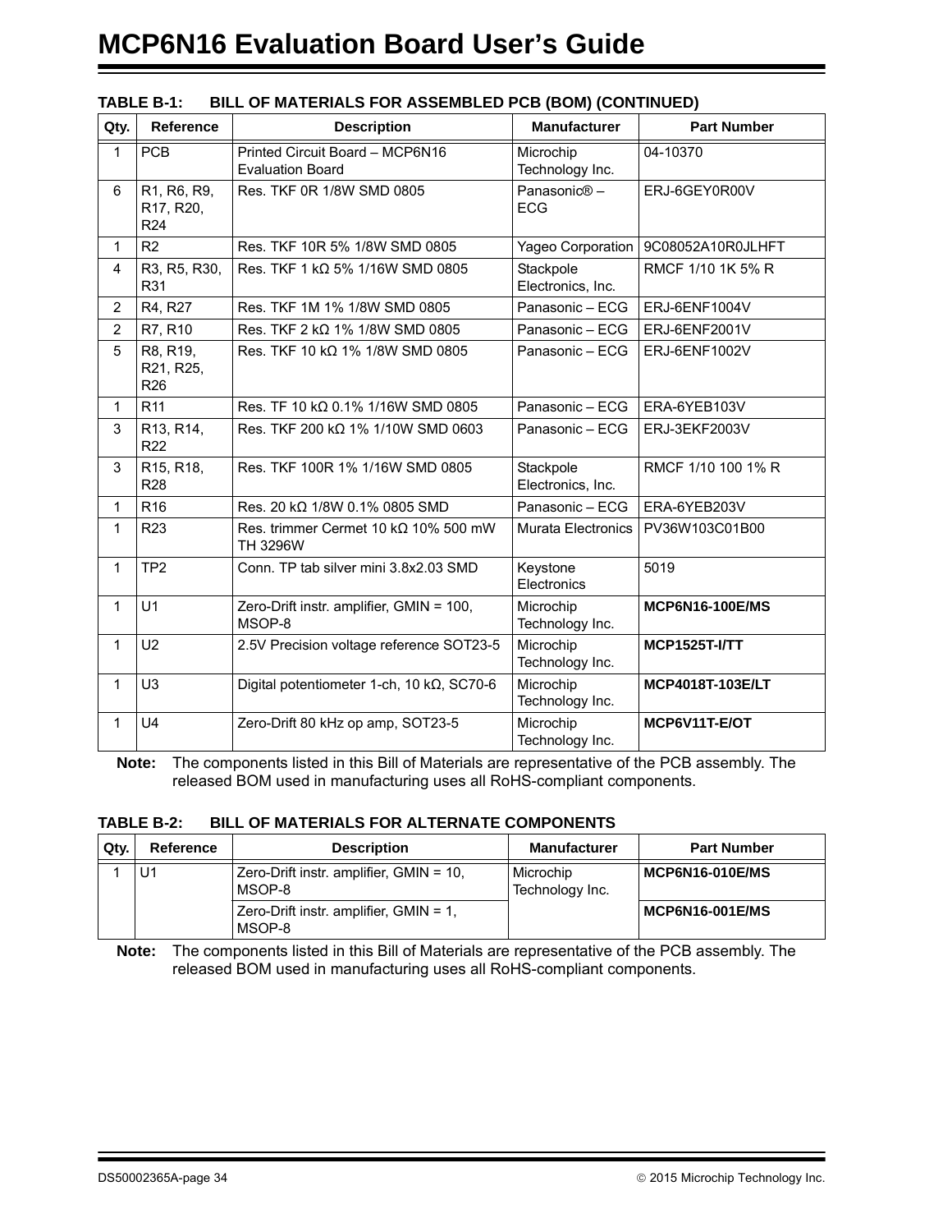**TABLE B-1: BILL OF MATERIALS FOR ASSEMBLED PCB (BOM) (CONTINUED)**

| Qty. | Reference | Description | Manufacturer | Part Number |
|---|---|---|---|---|
| 1 | PCB | Printed Circuit Board – MCP6N16 Evaluation Board | Microchip Technology Inc. | 04-10370 |
| 6 | R1, R6, R9, R17, R20, R24 | Res. TKF 0R 1/8W SMD 0805 | Panasonic® – ECG | ERJ-6GEY0R00V |
| 1 | R2 | Res. TKF 10R 5% 1/8W SMD 0805 | Yageo Corporation | 9C08052A10R0JLHFT |
| 4 | R3, R5, R30, R31 | Res. TKF 1 kΩ 5% 1/16W SMD 0805 | Stackpole Electronics, Inc. | RMCF 1/10 1K 5% R |
| 2 | R4, R27 | Res. TKF 1M 1% 1/8W SMD 0805 | Panasonic – ECG | ERJ-6ENF1004V |
| 2 | R7, R10 | Res. TKF 2 kΩ 1% 1/8W SMD 0805 | Panasonic – ECG | ERJ-6ENF2001V |
| 5 | R8, R19, R21, R25, R26 | Res. TKF 10 kΩ 1% 1/8W SMD 0805 | Panasonic – ECG | ERJ-6ENF1002V |
| 1 | R11 | Res. TF 10 kΩ 0.1% 1/16W SMD 0805 | Panasonic – ECG | ERA-6YEB103V |
| 3 | R13, R14, R22 | Res. TKF 200 kΩ 1% 1/10W SMD 0603 | Panasonic – ECG | ERJ-3EKF2003V |
| 3 | R15, R18, R28 | Res. TKF 100R 1% 1/16W SMD 0805 | Stackpole Electronics, Inc. | RMCF 1/10 100 1% R |
| 1 | R16 | Res. 20 kΩ 1/8W 0.1% 0805 SMD | Panasonic – ECG | ERA-6YEB203V |
| 1 | R23 | Res. trimmer Cermet 10 kΩ 10% 500 mW TH 3296W | Murata Electronics | PV36W103C01B00 |
| 1 | TP2 | Conn. TP tab silver mini 3.8x2.03 SMD | Keystone Electronics | 5019 |
| 1 | U1 | Zero-Drift instr. amplifier, GMIN = 100, MSOP-8 | Microchip Technology Inc. | **MCP6N16-100E/MS** |
| 1 | U2 | 2.5V Precision voltage reference SOT23-5 | Microchip Technology Inc. | **MCP1525T-I/TT** |
| 1 | U3 | Digital potentiometer 1-ch, 10 kΩ, SC70-6 | Microchip Technology Inc. | **MCP4018T-103E/LT** |
| 1 | U4 | Zero-Drift 80 kHz op amp, SOT23-5 | Microchip Technology Inc. | **MCP6V11T-E/OT** |

**Note:** The components listed in this Bill of Materials are representative of the PCB assembly. The released BOM used in manufacturing uses all RoHS-compliant components.

**TABLE B-2: BILL OF MATERIALS FOR ALTERNATE COMPONENTS**

| Qty. | Reference | Description | Manufacturer | Part Number |
|---|---|---|---|---|
| 1 | U1 | Zero-Drift instr. amplifier, GMIN = 10, MSOP-8 | Microchip Technology Inc. | **MCP6N16-010E/MS** |
| | | Zero-Drift instr. amplifier, GMIN = 1, MSOP-8 | | **MCP6N16-001E/MS** |

**Note:** The components listed in this Bill of Materials are representative of the PCB assembly. The released BOM used in manufacturing uses all RoHS-compliant components.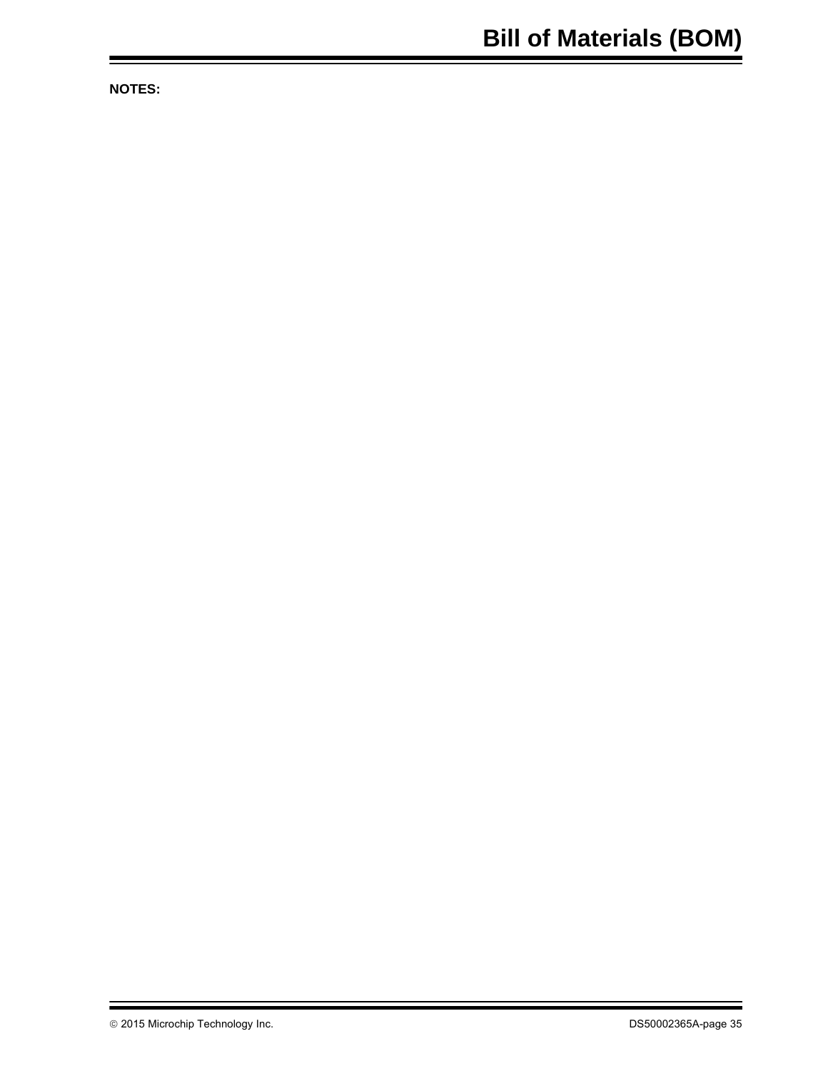**NOTES:**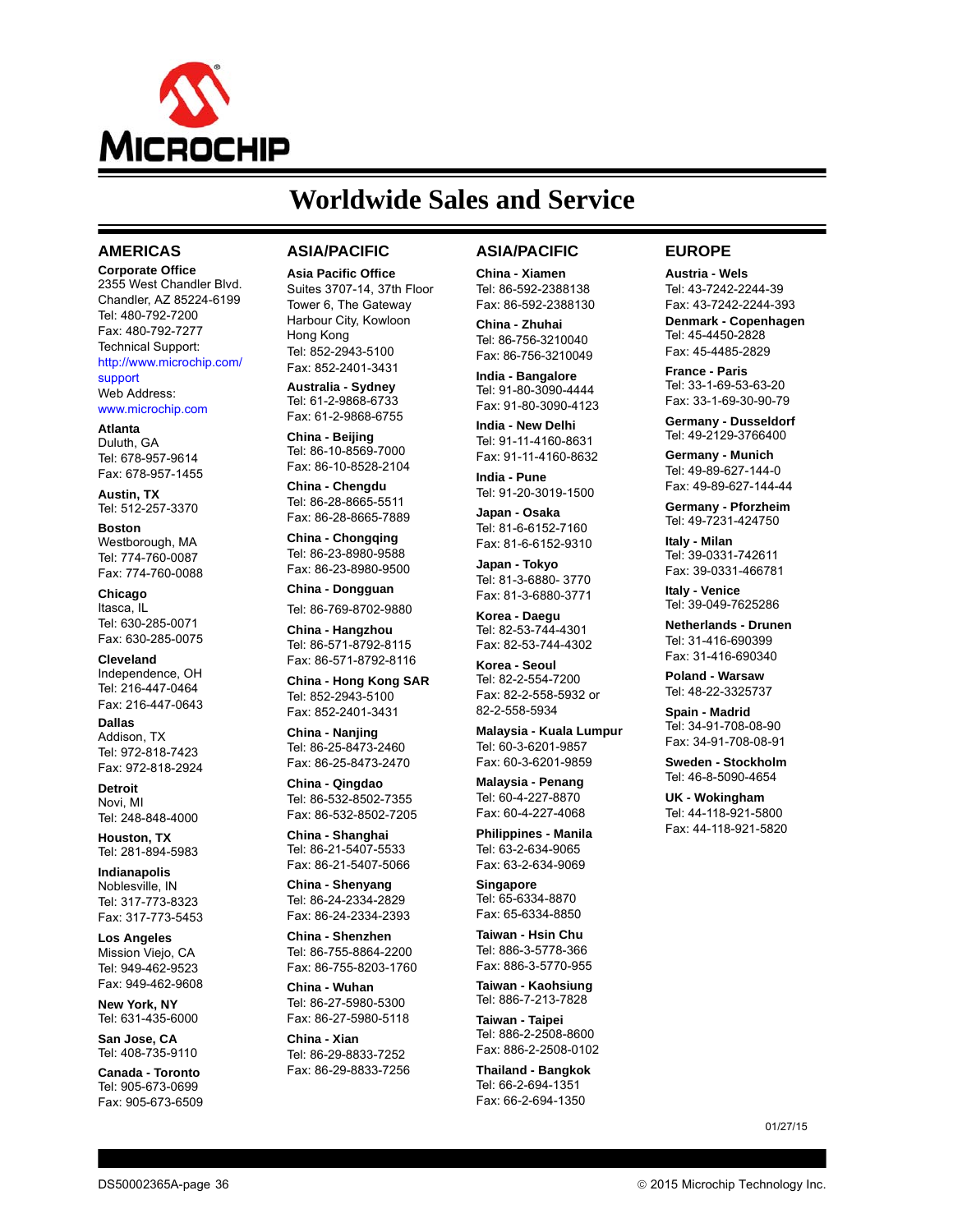# Worldwide Sales and Service

## AMERICAS

**Corporate Office**
2355 West Chandler Blvd.
Chandler, AZ 85224-6199
Tel: 480-792-7200
Fax: 480-792-7277
Technical Support:
http://www.microchip.com/support
Web Address:
www.microchip.com

**Atlanta**
Duluth, GA
Tel: 678-957-9614
Fax: 678-957-1455

**Austin, TX**
Tel: 512-257-3370

**Boston**
Westborough, MA
Tel: 774-760-0087
Fax: 774-760-0088

**Chicago**
Itasca, IL
Tel: 630-285-0071
Fax: 630-285-0075

**Cleveland**
Independence, OH
Tel: 216-447-0464
Fax: 216-447-0643

**Dallas**
Addison, TX
Tel: 972-818-7423
Fax: 972-818-2924

**Detroit**
Novi, MI
Tel: 248-848-4000

**Houston, TX**
Tel: 281-894-5983

**Indianapolis**
Noblesville, IN
Tel: 317-773-8323
Fax: 317-773-5453

**Los Angeles**
Mission Viejo, CA
Tel: 949-462-9523
Fax: 949-462-9608

**New York, NY**
Tel: 631-435-6000

**San Jose, CA**
Tel: 408-735-9110

**Canada - Toronto**
Tel: 905-673-0699
Fax: 905-673-6509

## ASIA/PACIFIC

**Asia Pacific Office**
Suites 3707-14, 37th Floor
Tower 6, The Gateway
Harbour City, Kowloon
Hong Kong
Tel: 852-2943-5100
Fax: 852-2401-3431

**Australia - Sydney**
Tel: 61-2-9868-6733
Fax: 61-2-9868-6755

**China - Beijing**
Tel: 86-10-8569-7000
Fax: 86-10-8528-2104

**China - Chengdu**
Tel: 86-28-8665-5511
Fax: 86-28-8665-7889

**China - Chongqing**
Tel: 86-23-8980-9588
Fax: 86-23-8980-9500

**China - Dongguan**
Tel: 86-769-8702-9880

**China - Hangzhou**
Tel: 86-571-8792-8115
Fax: 86-571-8792-8116

**China - Hong Kong SAR**
Tel: 852-2943-5100
Fax: 852-2401-3431

**China - Nanjing**
Tel: 86-25-8473-2460
Fax: 86-25-8473-2470

**China - Qingdao**
Tel: 86-532-8502-7355
Fax: 86-532-8502-7205

**China - Shanghai**
Tel: 86-21-5407-5533
Fax: 86-21-5407-5066

**China - Shenyang**
Tel: 86-24-2334-2829
Fax: 86-24-2334-2393

**China - Shenzhen**
Tel: 86-755-8864-2200
Fax: 86-755-8203-1760

**China - Wuhan**
Tel: 86-27-5980-5300
Fax: 86-27-5980-5118

**China - Xian**
Tel: 86-29-8833-7252
Fax: 86-29-8833-7256

## ASIA/PACIFIC

**China - Xiamen**
Tel: 86-592-2388138
Fax: 86-592-2388130

**China - Zhuhai**
Tel: 86-756-3210040
Fax: 86-756-3210049

**India - Bangalore**
Tel: 91-80-3090-4444
Fax: 91-80-3090-4123

**India - New Delhi**
Tel: 91-11-4160-8631
Fax: 91-11-4160-8632

**India - Pune**
Tel: 91-20-3019-1500

**Japan - Osaka**
Tel: 81-6-6152-7160
Fax: 81-6-6152-9310

**Japan - Tokyo**
Tel: 81-3-6880- 3770
Fax: 81-3-6880-3771

**Korea - Daegu**
Tel: 82-53-744-4301
Fax: 82-53-744-4302

**Korea - Seoul**
Tel: 82-2-554-7200
Fax: 82-2-558-5932 or
82-2-558-5934

**Malaysia - Kuala Lumpur**
Tel: 60-3-6201-9857
Fax: 60-3-6201-9859

**Malaysia - Penang**
Tel: 60-4-227-8870
Fax: 60-4-227-4068

**Philippines - Manila**
Tel: 63-2-634-9065
Fax: 63-2-634-9069

**Singapore**
Tel: 65-6334-8870
Fax: 65-6334-8850

**Taiwan - Hsin Chu**
Tel: 886-3-5778-366
Fax: 886-3-5770-955

**Taiwan - Kaohsiung**
Tel: 886-7-213-7828

**Taiwan - Taipei**
Tel: 886-2-2508-8600
Fax: 886-2-2508-0102

**Thailand - Bangkok**
Tel: 66-2-694-1351
Fax: 66-2-694-1350

## EUROPE

**Austria - Wels**
Tel: 43-7242-2244-39
Fax: 43-7242-2244-393

**Denmark - Copenhagen**
Tel: 45-4450-2828
Fax: 45-4485-2829

**France - Paris**
Tel: 33-1-69-53-63-20
Fax: 33-1-69-30-90-79

**Germany - Dusseldorf**
Tel: 49-2129-3766400

**Germany - Munich**
Tel: 49-89-627-144-0
Fax: 49-89-627-144-44

**Germany - Pforzheim**
Tel: 49-7231-424750

**Italy - Milan**
Tel: 39-0331-742611
Fax: 39-0331-466781

**Italy - Venice**
Tel: 39-049-7625286

**Netherlands - Drunen**
Tel: 31-416-690399
Fax: 31-416-690340

**Poland - Warsaw**
Tel: 48-22-3325737

**Spain - Madrid**
Tel: 34-91-708-08-90
Fax: 34-91-708-08-91

**Sweden - Stockholm**
Tel: 46-8-5090-4654

**UK - Wokingham**
Tel: 44-118-921-5800
Fax: 44-118-921-5820

01/27/15